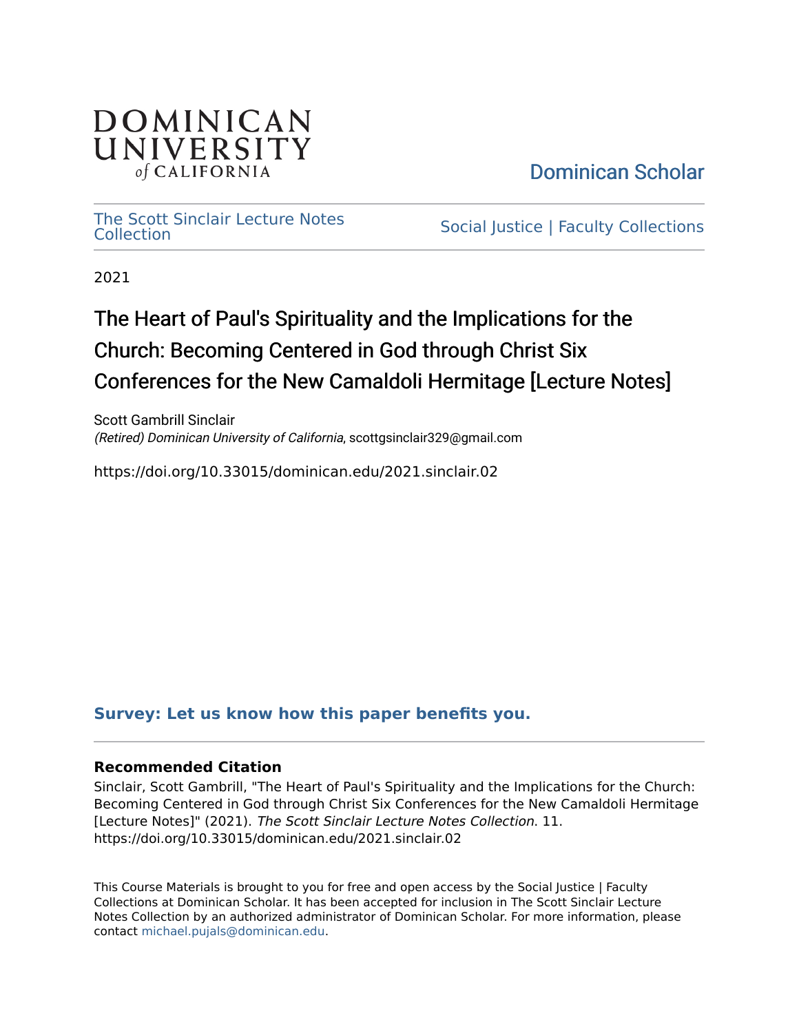DOMINICAN UNIVERSITY *of* CALIFORNIA

Dominican Scholar

The Scott Sinclair Lecture Notes Collection

Social Justice | Faculty Collections

2021

# The Heart of Paul's Spirituality and the Implications for the Church: Becoming Centered in God through Christ Six Conferences for the New Camaldoli Hermitage [Lecture Notes]

Scott Gambrill Sinclair
*(Retired) Dominican University of California*, scottgsinclair329@gmail.com

https://doi.org/10.33015/dominican.edu/2021.sinclair.02

**Survey: Let us know how this paper benefits you.**

### Recommended Citation

Sinclair, Scott Gambrill, "The Heart of Paul's Spirituality and the Implications for the Church: Becoming Centered in God through Christ Six Conferences for the New Camaldoli Hermitage [Lecture Notes]" (2021). *The Scott Sinclair Lecture Notes Collection*. 11.
https://doi.org/10.33015/dominican.edu/2021.sinclair.02

This Course Materials is brought to you for free and open access by the Social Justice | Faculty Collections at Dominican Scholar. It has been accepted for inclusion in The Scott Sinclair Lecture Notes Collection by an authorized administrator of Dominican Scholar. For more information, please contact michael.pujals@dominican.edu.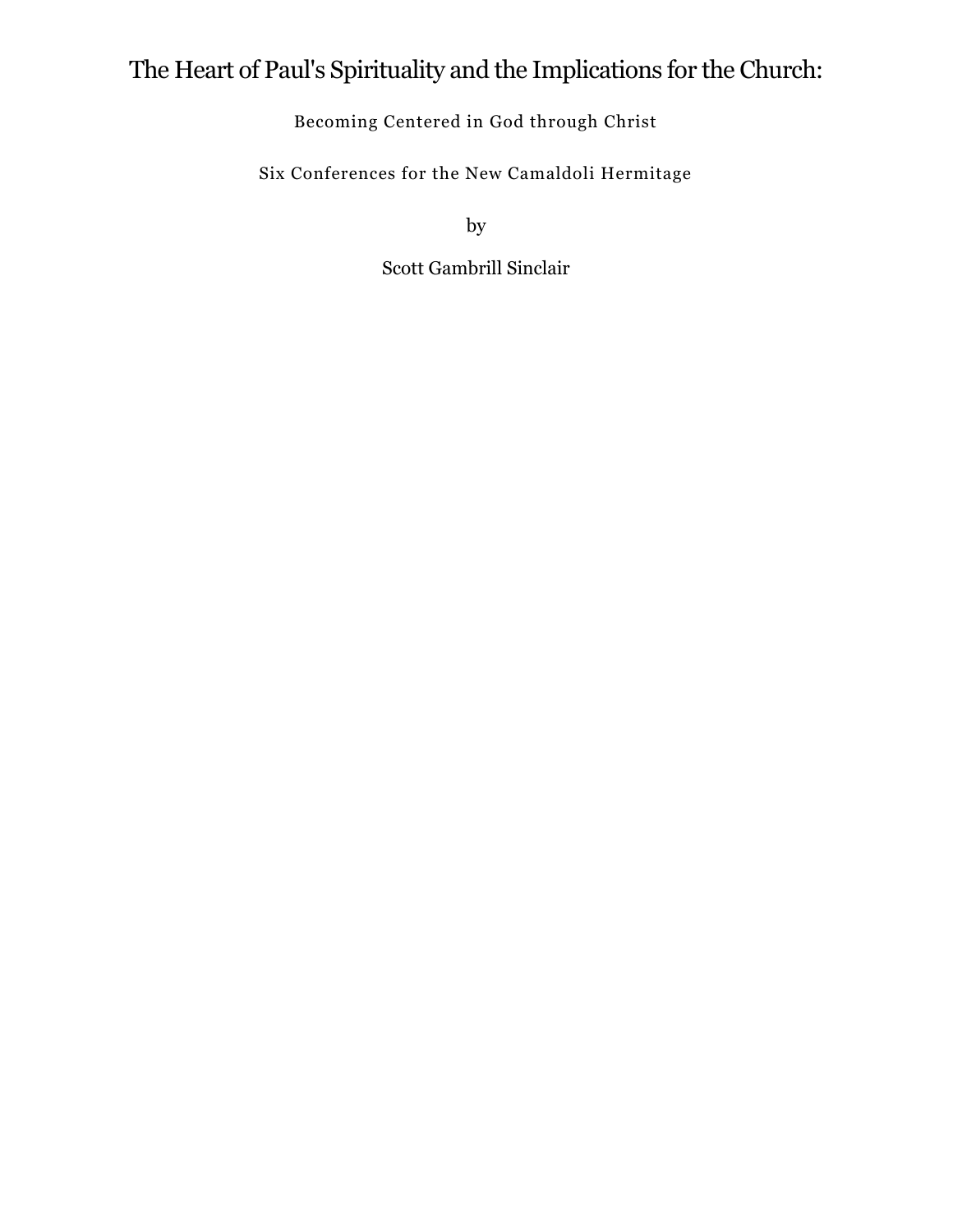# The Heart of Paul's Spirituality and the Implications for the Church:

Becoming Centered in God through Christ

Six Conferences for the New Camaldoli Hermitage

by

Scott Gambrill Sinclair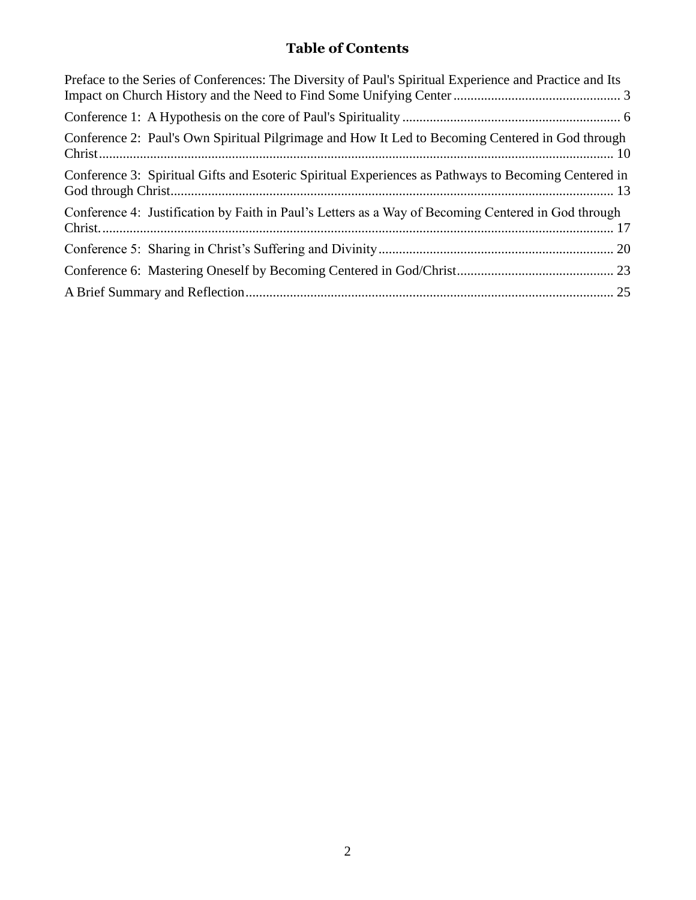# Table of Contents

Preface to the Series of Conferences: The Diversity of Paul's Spiritual Experience and Practice and Its Impact on Church History and the Need to Find Some Unifying Center ................................................ 3

Conference 1: A Hypothesis on the core of Paul's Spirituality ................................................................ 6

Conference 2: Paul's Own Spiritual Pilgrimage and How It Led to Becoming Centered in God through Christ...................................................................................................................................... 10

Conference 3: Spiritual Gifts and Esoteric Spiritual Experiences as Pathways to Becoming Centered in God through Christ................................................................................................................ 13

Conference 4: Justification by Faith in Paul's Letters as a Way of Becoming Centered in God through Christ..................................................................................................................................... 17

Conference 5: Sharing in Christ's Suffering and Divinity.................................................................... 20

Conference 6: Mastering Oneself by Becoming Centered in God/Christ............................................. 23

A Brief Summary and Reflection.......................................................................................................... 25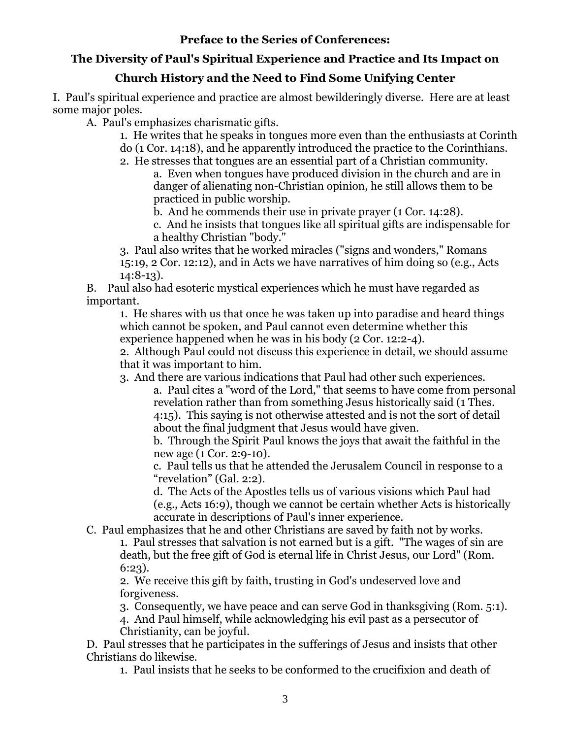**Preface to the Series of Conferences:**

**The Diversity of Paul's Spiritual Experience and Practice and Its Impact on Church History and the Need to Find Some Unifying Center**

I. Paul's spiritual experience and practice are almost bewilderingly diverse. Here are at least some major poles.

- A. Paul's emphasizes charismatic gifts.
  - 1. He writes that he speaks in tongues more even than the enthusiasts at Corinth do (1 Cor. 14:18), and he apparently introduced the practice to the Corinthians.
  - 2. He stresses that tongues are an essential part of a Christian community.
    - a. Even when tongues have produced division in the church and are in danger of alienating non-Christian opinion, he still allows them to be practiced in public worship.
    - b. And he commends their use in private prayer (1 Cor. 14:28).
    - c. And he insists that tongues like all spiritual gifts are indispensable for a healthy Christian "body."
  - 3. Paul also writes that he worked miracles ("signs and wonders," Romans 15:19, 2 Cor. 12:12), and in Acts we have narratives of him doing so (e.g., Acts 14:8-13).
- B. Paul also had esoteric mystical experiences which he must have regarded as important.
  - 1. He shares with us that once he was taken up into paradise and heard things which cannot be spoken, and Paul cannot even determine whether this experience happened when he was in his body (2 Cor. 12:2-4).
  - 2. Although Paul could not discuss this experience in detail, we should assume that it was important to him.
  - 3. And there are various indications that Paul had other such experiences.
    - a. Paul cites a "word of the Lord," that seems to have come from personal revelation rather than from something Jesus historically said (1 Thes. 4:15). This saying is not otherwise attested and is not the sort of detail about the final judgment that Jesus would have given.
    - b. Through the Spirit Paul knows the joys that await the faithful in the new age (1 Cor. 2:9-10).
    - c. Paul tells us that he attended the Jerusalem Council in response to a "revelation" (Gal. 2:2).
    - d. The Acts of the Apostles tells us of various visions which Paul had (e.g., Acts 16:9), though we cannot be certain whether Acts is historically accurate in descriptions of Paul's inner experience.
- C. Paul emphasizes that he and other Christians are saved by faith not by works.
  - 1. Paul stresses that salvation is not earned but is a gift. "The wages of sin are death, but the free gift of God is eternal life in Christ Jesus, our Lord" (Rom. 6:23).
  - 2. We receive this gift by faith, trusting in God's undeserved love and forgiveness.
  - 3. Consequently, we have peace and can serve God in thanksgiving (Rom. 5:1).
  - 4. And Paul himself, while acknowledging his evil past as a persecutor of Christianity, can be joyful.
- D. Paul stresses that he participates in the sufferings of Jesus and insists that other Christians do likewise.
  - 1. Paul insists that he seeks to be conformed to the crucifixion and death of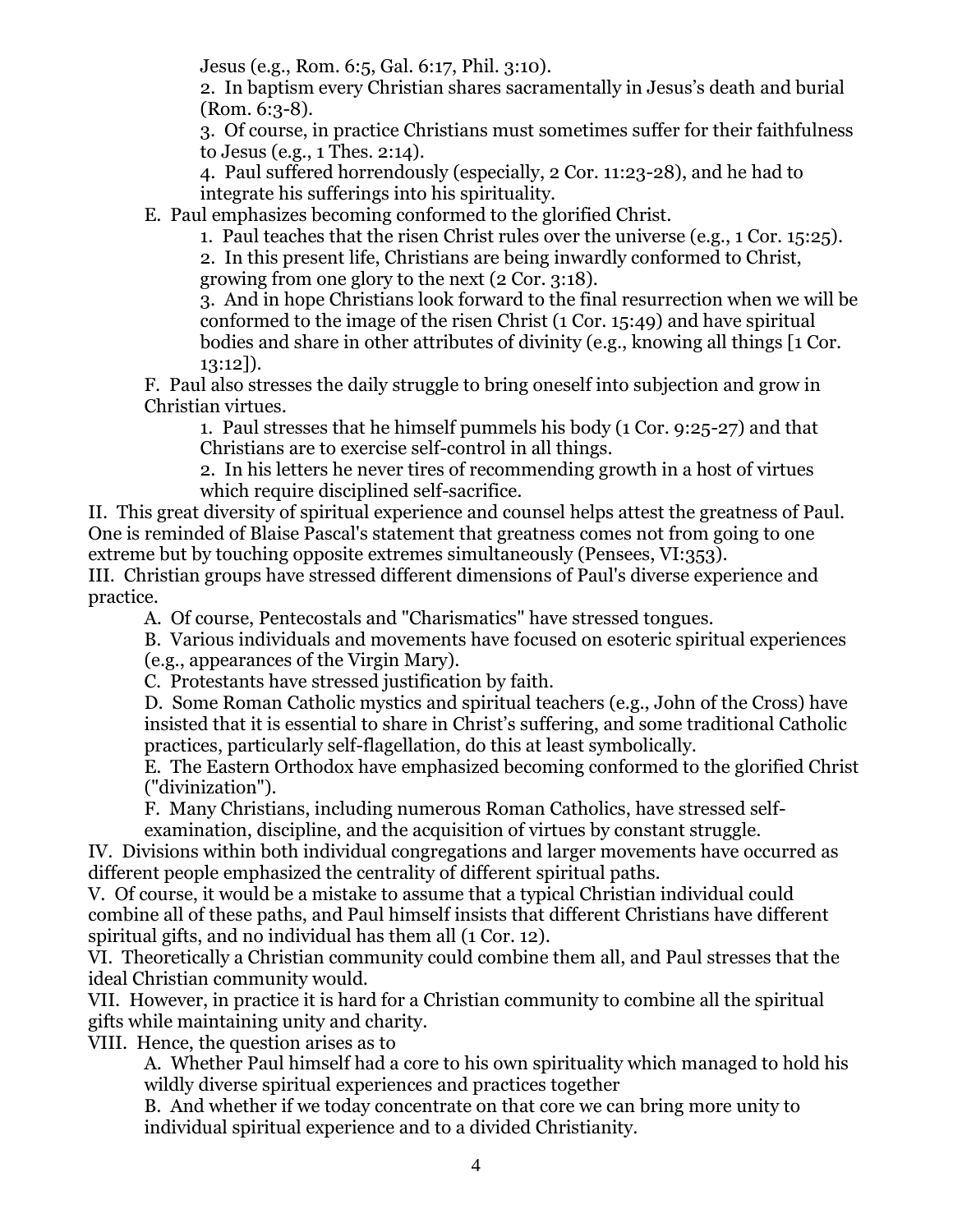Jesus (e.g., Rom. 6:5, Gal. 6:17, Phil. 3:10).

2. In baptism every Christian shares sacramentally in Jesus's death and burial (Rom. 6:3-8).

3. Of course, in practice Christians must sometimes suffer for their faithfulness to Jesus (e.g., 1 Thes. 2:14).

4. Paul suffered horrendously (especially, 2 Cor. 11:23-28), and he had to integrate his sufferings into his spirituality.

E. Paul emphasizes becoming conformed to the glorified Christ.

1. Paul teaches that the risen Christ rules over the universe (e.g., 1 Cor. 15:25).

2. In this present life, Christians are being inwardly conformed to Christ, growing from one glory to the next (2 Cor. 3:18).

3. And in hope Christians look forward to the final resurrection when we will be conformed to the image of the risen Christ (1 Cor. 15:49) and have spiritual bodies and share in other attributes of divinity (e.g., knowing all things [1 Cor. 13:12]).

F. Paul also stresses the daily struggle to bring oneself into subjection and grow in Christian virtues.

1. Paul stresses that he himself pummels his body (1 Cor. 9:25-27) and that Christians are to exercise self-control in all things.

2. In his letters he never tires of recommending growth in a host of virtues which require disciplined self-sacrifice.

II. This great diversity of spiritual experience and counsel helps attest the greatness of Paul. One is reminded of Blaise Pascal's statement that greatness comes not from going to one extreme but by touching opposite extremes simultaneously (Pensees, VI:353).

III. Christian groups have stressed different dimensions of Paul's diverse experience and practice.

A. Of course, Pentecostals and "Charismatics" have stressed tongues.

B. Various individuals and movements have focused on esoteric spiritual experiences (e.g., appearances of the Virgin Mary).

C. Protestants have stressed justification by faith.

D. Some Roman Catholic mystics and spiritual teachers (e.g., John of the Cross) have insisted that it is essential to share in Christ's suffering, and some traditional Catholic practices, particularly self-flagellation, do this at least symbolically.

E. The Eastern Orthodox have emphasized becoming conformed to the glorified Christ ("divinization").

F. Many Christians, including numerous Roman Catholics, have stressed self-examination, discipline, and the acquisition of virtues by constant struggle.

IV. Divisions within both individual congregations and larger movements have occurred as different people emphasized the centrality of different spiritual paths.

V. Of course, it would be a mistake to assume that a typical Christian individual could combine all of these paths, and Paul himself insists that different Christians have different spiritual gifts, and no individual has them all (1 Cor. 12).

VI. Theoretically a Christian community could combine them all, and Paul stresses that the ideal Christian community would.

VII. However, in practice it is hard for a Christian community to combine all the spiritual gifts while maintaining unity and charity.

VIII. Hence, the question arises as to

A. Whether Paul himself had a core to his own spirituality which managed to hold his wildly diverse spiritual experiences and practices together

B. And whether if we today concentrate on that core we can bring more unity to individual spiritual experience and to a divided Christianity.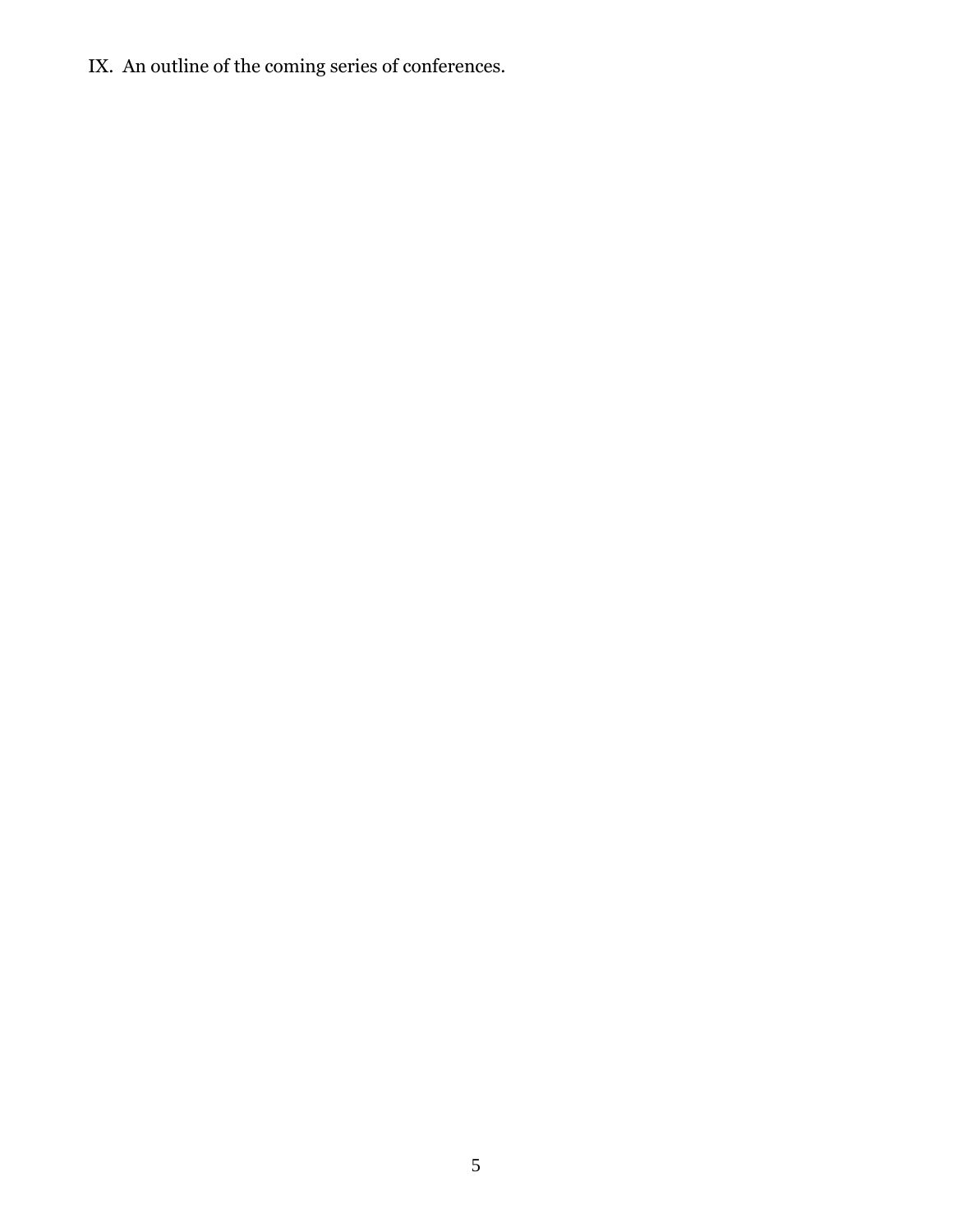IX. An outline of the coming series of conferences.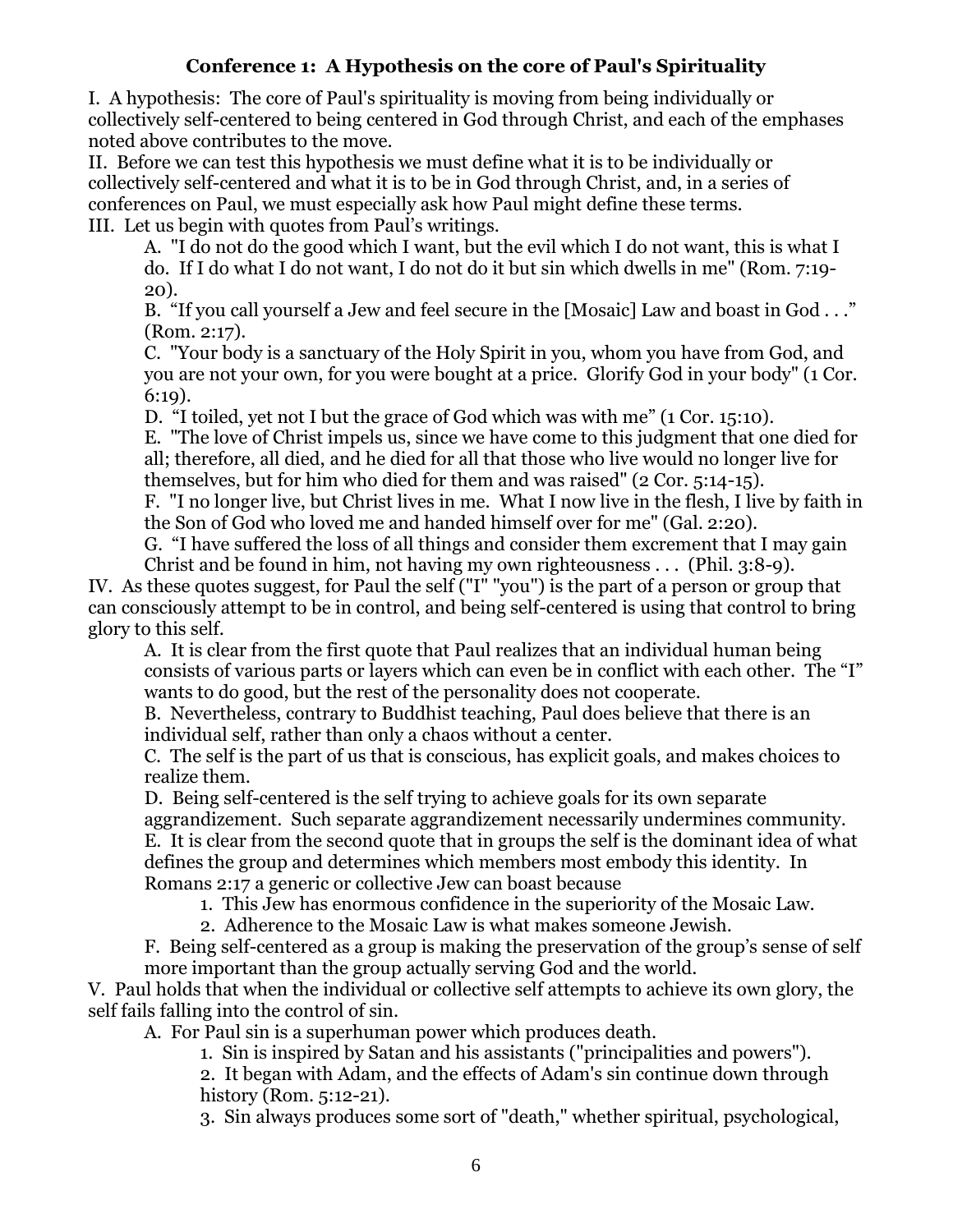## Conference 1: A Hypothesis on the core of Paul's Spirituality

I. A hypothesis: The core of Paul's spirituality is moving from being individually or collectively self-centered to being centered in God through Christ, and each of the emphases noted above contributes to the move.

II. Before we can test this hypothesis we must define what it is to be individually or collectively self-centered and what it is to be in God through Christ, and, in a series of conferences on Paul, we must especially ask how Paul might define these terms.

III. Let us begin with quotes from Paul's writings.

- A. "I do not do the good which I want, but the evil which I do not want, this is what I do. If I do what I do not want, I do not do it but sin which dwells in me" (Rom. 7:19-20).
- B. "If you call yourself a Jew and feel secure in the [Mosaic] Law and boast in God . . ." (Rom. 2:17).
- C. "Your body is a sanctuary of the Holy Spirit in you, whom you have from God, and you are not your own, for you were bought at a price. Glorify God in your body" (1 Cor. 6:19).
- D. "I toiled, yet not I but the grace of God which was with me" (1 Cor. 15:10).
- E. "The love of Christ impels us, since we have come to this judgment that one died for all; therefore, all died, and he died for all that those who live would no longer live for themselves, but for him who died for them and was raised" (2 Cor. 5:14-15).
- F. "I no longer live, but Christ lives in me. What I now live in the flesh, I live by faith in the Son of God who loved me and handed himself over for me" (Gal. 2:20).
- G. "I have suffered the loss of all things and consider them excrement that I may gain Christ and be found in him, not having my own righteousness . . . (Phil. 3:8-9).

IV. As these quotes suggest, for Paul the self ("I" "you") is the part of a person or group that can consciously attempt to be in control, and being self-centered is using that control to bring glory to this self.

- A. It is clear from the first quote that Paul realizes that an individual human being consists of various parts or layers which can even be in conflict with each other. The "I" wants to do good, but the rest of the personality does not cooperate.
- B. Nevertheless, contrary to Buddhist teaching, Paul does believe that there is an individual self, rather than only a chaos without a center.
- C. The self is the part of us that is conscious, has explicit goals, and makes choices to realize them.
- D. Being self-centered is the self trying to achieve goals for its own separate aggrandizement. Such separate aggrandizement necessarily undermines community.
- E. It is clear from the second quote that in groups the self is the dominant idea of what defines the group and determines which members most embody this identity. In Romans 2:17 a generic or collective Jew can boast because
  1. This Jew has enormous confidence in the superiority of the Mosaic Law.
  2. Adherence to the Mosaic Law is what makes someone Jewish.
- F. Being self-centered as a group is making the preservation of the group's sense of self more important than the group actually serving God and the world.

V. Paul holds that when the individual or collective self attempts to achieve its own glory, the self fails falling into the control of sin.

- A. For Paul sin is a superhuman power which produces death.
  1. Sin is inspired by Satan and his assistants ("principalities and powers").
  2. It began with Adam, and the effects of Adam's sin continue down through history (Rom. 5:12-21).
  3. Sin always produces some sort of "death," whether spiritual, psychological,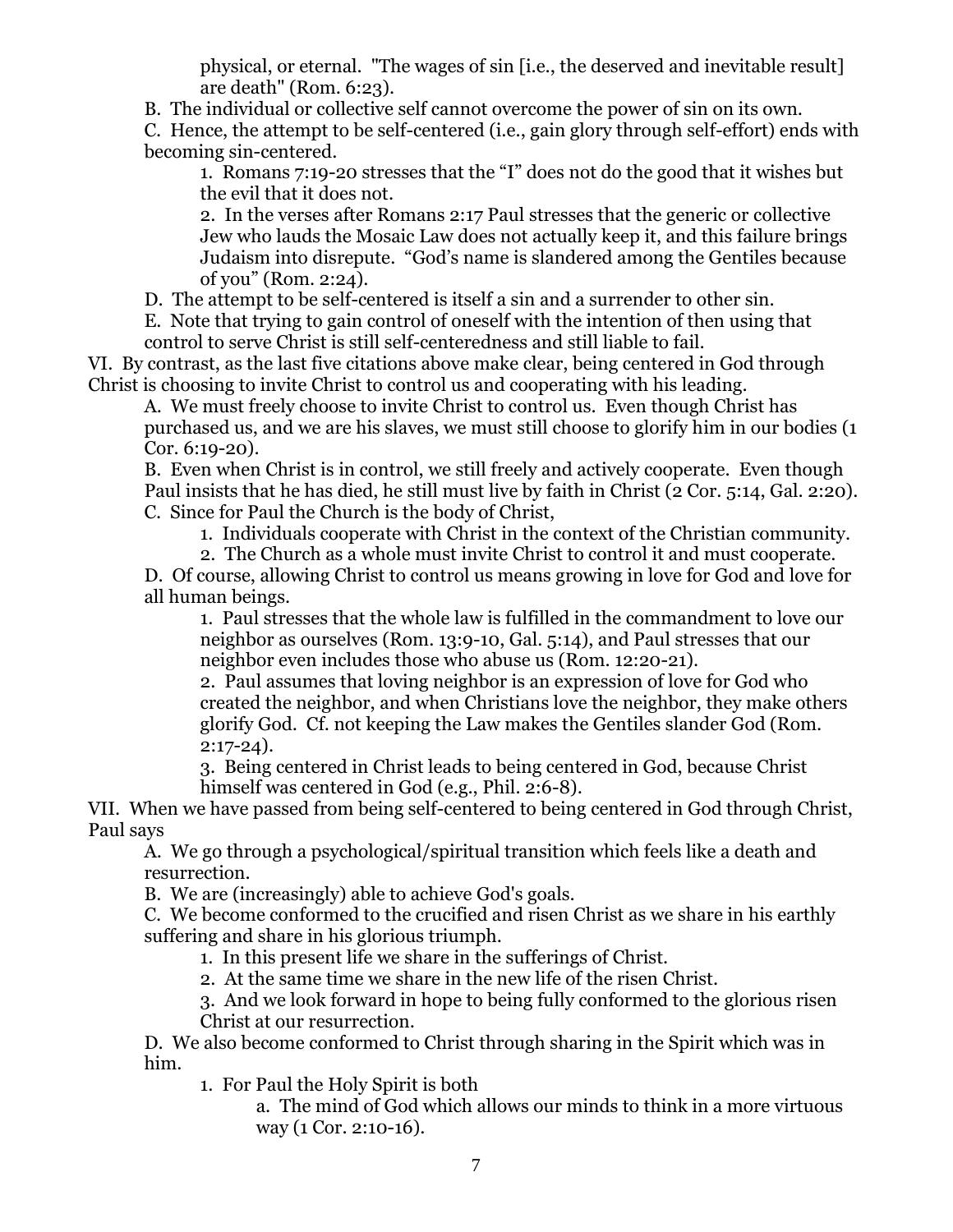physical, or eternal. "The wages of sin [i.e., the deserved and inevitable result] are death" (Rom. 6:23).

B. The individual or collective self cannot overcome the power of sin on its own.

C. Hence, the attempt to be self-centered (i.e., gain glory through self-effort) ends with becoming sin-centered.

1. Romans 7:19-20 stresses that the "I" does not do the good that it wishes but the evil that it does not.

2. In the verses after Romans 2:17 Paul stresses that the generic or collective Jew who lauds the Mosaic Law does not actually keep it, and this failure brings Judaism into disrepute. "God's name is slandered among the Gentiles because of you" (Rom. 2:24).

D. The attempt to be self-centered is itself a sin and a surrender to other sin.

E. Note that trying to gain control of oneself with the intention of then using that control to serve Christ is still self-centeredness and still liable to fail.

VI. By contrast, as the last five citations above make clear, being centered in God through Christ is choosing to invite Christ to control us and cooperating with his leading.

A. We must freely choose to invite Christ to control us. Even though Christ has purchased us, and we are his slaves, we must still choose to glorify him in our bodies (1 Cor. 6:19-20).

B. Even when Christ is in control, we still freely and actively cooperate. Even though Paul insists that he has died, he still must live by faith in Christ (2 Cor. 5:14, Gal. 2:20).

C. Since for Paul the Church is the body of Christ,

1. Individuals cooperate with Christ in the context of the Christian community.

2. The Church as a whole must invite Christ to control it and must cooperate.

D. Of course, allowing Christ to control us means growing in love for God and love for all human beings.

1. Paul stresses that the whole law is fulfilled in the commandment to love our neighbor as ourselves (Rom. 13:9-10, Gal. 5:14), and Paul stresses that our neighbor even includes those who abuse us (Rom. 12:20-21).

2. Paul assumes that loving neighbor is an expression of love for God who created the neighbor, and when Christians love the neighbor, they make others glorify God. Cf. not keeping the Law makes the Gentiles slander God (Rom. 2:17-24).

3. Being centered in Christ leads to being centered in God, because Christ himself was centered in God (e.g., Phil. 2:6-8).

VII. When we have passed from being self-centered to being centered in God through Christ, Paul says

A. We go through a psychological/spiritual transition which feels like a death and resurrection.

B. We are (increasingly) able to achieve God's goals.

C. We become conformed to the crucified and risen Christ as we share in his earthly suffering and share in his glorious triumph.

1. In this present life we share in the sufferings of Christ.

2. At the same time we share in the new life of the risen Christ.

3. And we look forward in hope to being fully conformed to the glorious risen Christ at our resurrection.

D. We also become conformed to Christ through sharing in the Spirit which was in him.

1. For Paul the Holy Spirit is both

a. The mind of God which allows our minds to think in a more virtuous way (1 Cor. 2:10-16).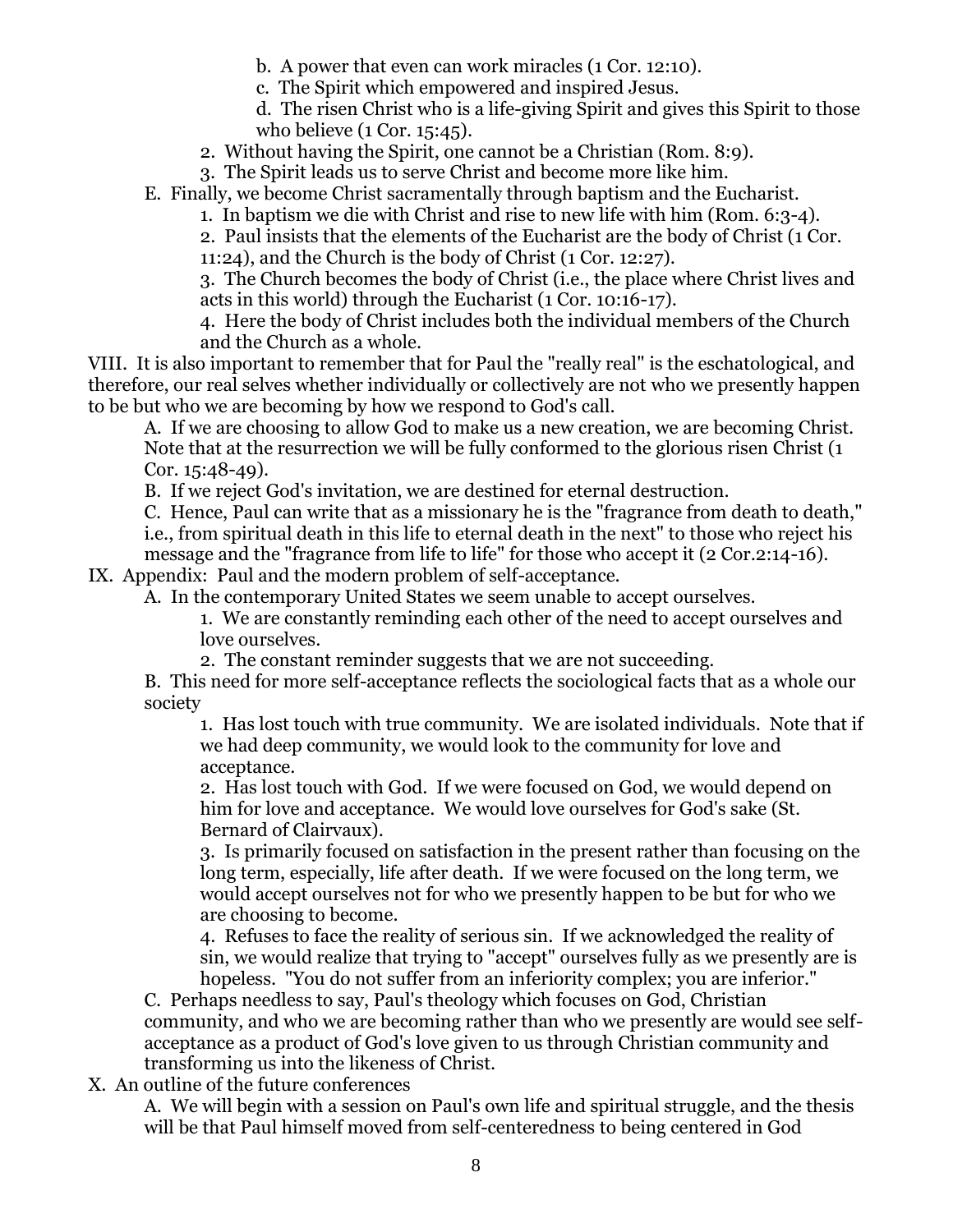b. A power that even can work miracles (1 Cor. 12:10).
    c. The Spirit which empowered and inspired Jesus.
    d. The risen Christ who is a life-giving Spirit and gives this Spirit to those who believe (1 Cor. 15:45).
  2. Without having the Spirit, one cannot be a Christian (Rom. 8:9).
  3. The Spirit leads us to serve Christ and become more like him.

E. Finally, we become Christ sacramentally through baptism and the Eucharist.
  1. In baptism we die with Christ and rise to new life with him (Rom. 6:3-4).
  2. Paul insists that the elements of the Eucharist are the body of Christ (1 Cor. 11:24), and the Church is the body of Christ (1 Cor. 12:27).
  3. The Church becomes the body of Christ (i.e., the place where Christ lives and acts in this world) through the Eucharist (1 Cor. 10:16-17).
  4. Here the body of Christ includes both the individual members of the Church and the Church as a whole.

VIII. It is also important to remember that for Paul the "really real" is the eschatological, and therefore, our real selves whether individually or collectively are not who we presently happen to be but who we are becoming by how we respond to God's call.

A. If we are choosing to allow God to make us a new creation, we are becoming Christ. Note that at the resurrection we will be fully conformed to the glorious risen Christ (1 Cor. 15:48-49).

B. If we reject God's invitation, we are destined for eternal destruction.

C. Hence, Paul can write that as a missionary he is the "fragrance from death to death," i.e., from spiritual death in this life to eternal death in the next" to those who reject his message and the "fragrance from life to life" for those who accept it (2 Cor.2:14-16).

IX. Appendix: Paul and the modern problem of self-acceptance.

A. In the contemporary United States we seem unable to accept ourselves.
  1. We are constantly reminding each other of the need to accept ourselves and love ourselves.
  2. The constant reminder suggests that we are not succeeding.

B. This need for more self-acceptance reflects the sociological facts that as a whole our society
  1. Has lost touch with true community. We are isolated individuals. Note that if we had deep community, we would look to the community for love and acceptance.
  2. Has lost touch with God. If we were focused on God, we would depend on him for love and acceptance. We would love ourselves for God's sake (St. Bernard of Clairvaux).
  3. Is primarily focused on satisfaction in the present rather than focusing on the long term, especially, life after death. If we were focused on the long term, we would accept ourselves not for who we presently happen to be but for who we are choosing to become.
  4. Refuses to face the reality of serious sin. If we acknowledged the reality of sin, we would realize that trying to "accept" ourselves fully as we presently are is hopeless. "You do not suffer from an inferiority complex; you are inferior."

C. Perhaps needless to say, Paul's theology which focuses on God, Christian community, and who we are becoming rather than who we presently are would see self-acceptance as a product of God's love given to us through Christian community and transforming us into the likeness of Christ.

X. An outline of the future conferences

A. We will begin with a session on Paul's own life and spiritual struggle, and the thesis will be that Paul himself moved from self-centeredness to being centered in God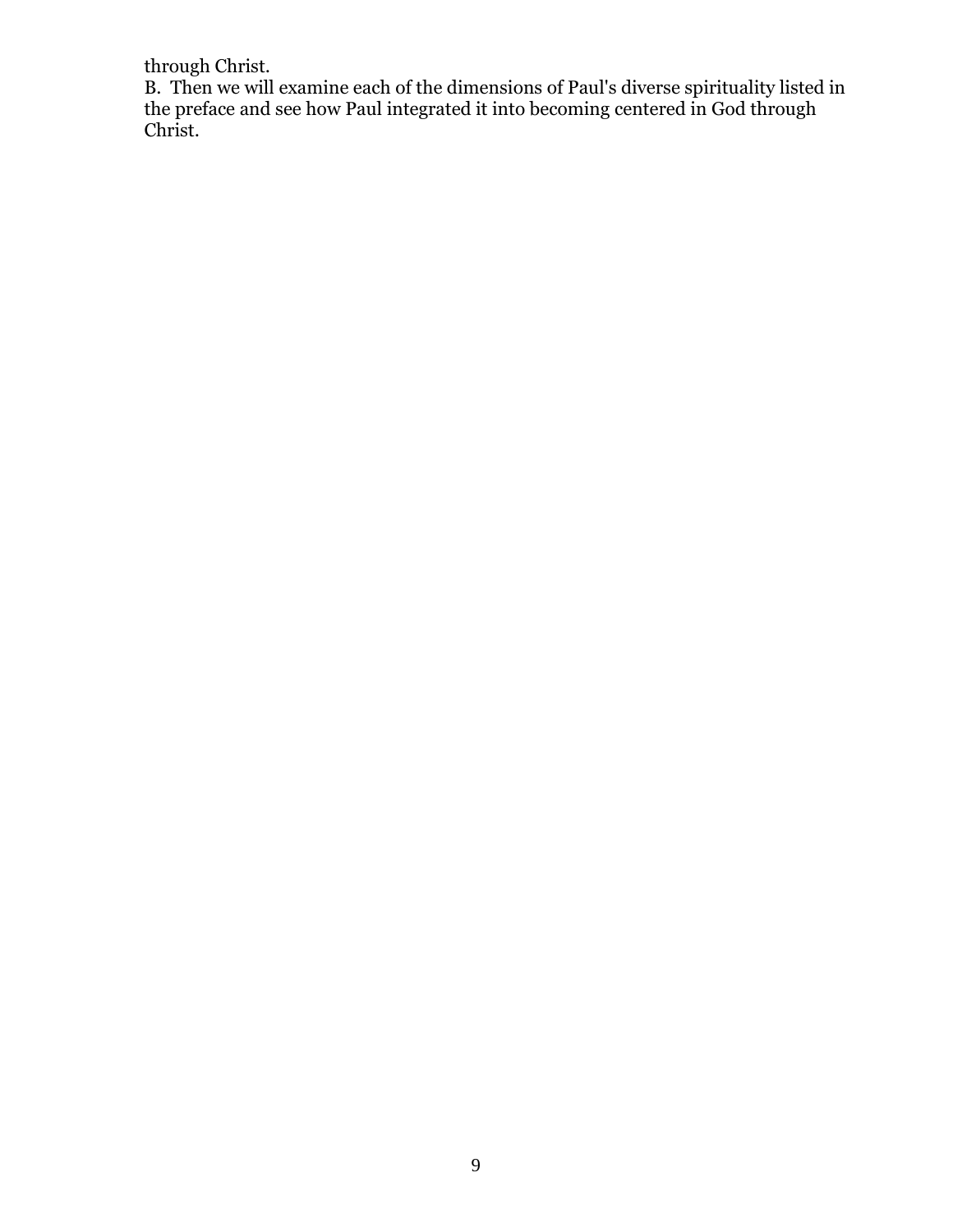through Christ.

B. Then we will examine each of the dimensions of Paul's diverse spirituality listed in the preface and see how Paul integrated it into becoming centered in God through Christ.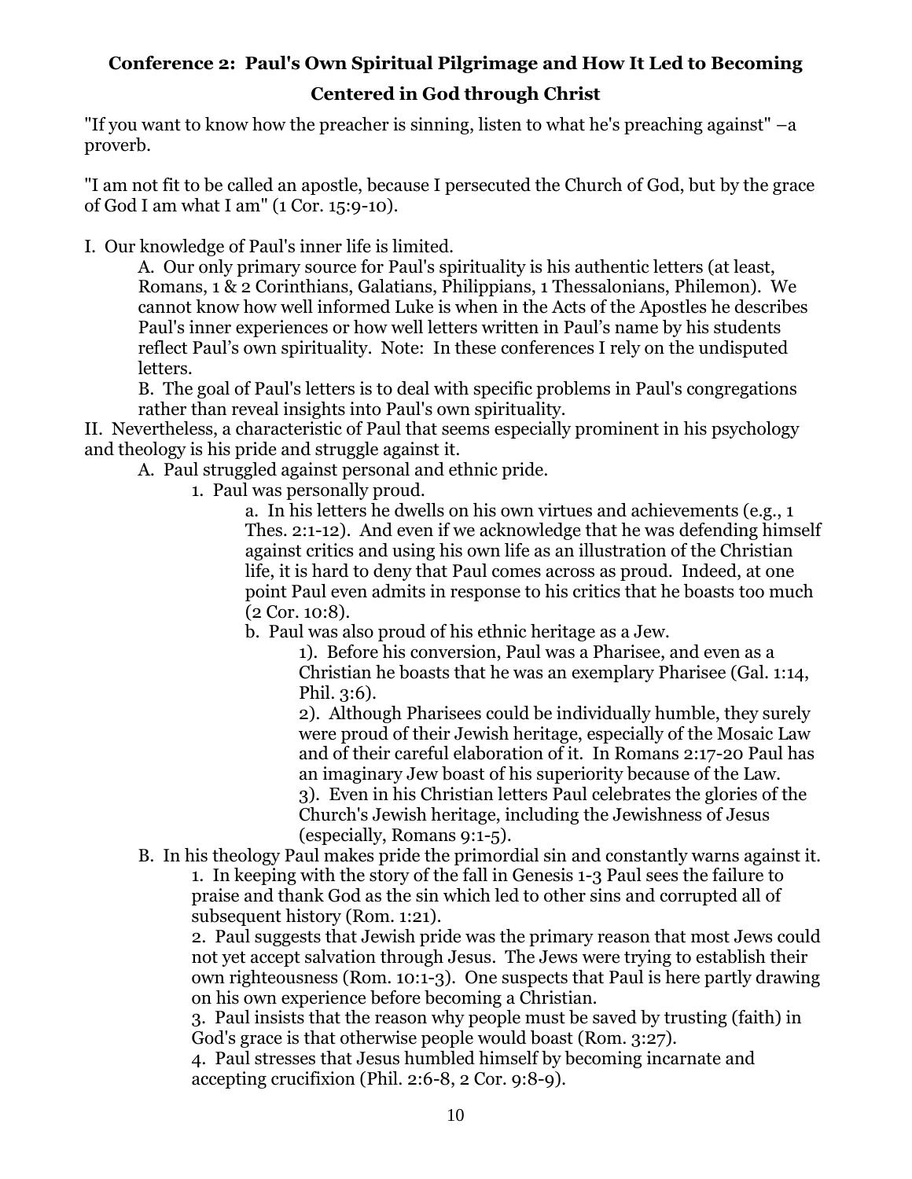## Conference 2: Paul's Own Spiritual Pilgrimage and How It Led to Becoming Centered in God through Christ

"If you want to know how the preacher is sinning, listen to what he's preaching against" –a proverb.

"I am not fit to be called an apostle, because I persecuted the Church of God, but by the grace of God I am what I am" (1 Cor. 15:9-10).

I. Our knowledge of Paul's inner life is limited.

A. Our only primary source for Paul's spirituality is his authentic letters (at least, Romans, 1 & 2 Corinthians, Galatians, Philippians, 1 Thessalonians, Philemon). We cannot know how well informed Luke is when in the Acts of the Apostles he describes Paul's inner experiences or how well letters written in Paul's name by his students reflect Paul's own spirituality. Note: In these conferences I rely on the undisputed letters.

B. The goal of Paul's letters is to deal with specific problems in Paul's congregations rather than reveal insights into Paul's own spirituality.

II. Nevertheless, a characteristic of Paul that seems especially prominent in his psychology and theology is his pride and struggle against it.

A. Paul struggled against personal and ethnic pride.

1. Paul was personally proud.

a. In his letters he dwells on his own virtues and achievements (e.g., 1 Thes. 2:1-12). And even if we acknowledge that he was defending himself against critics and using his own life as an illustration of the Christian life, it is hard to deny that Paul comes across as proud. Indeed, at one point Paul even admits in response to his critics that he boasts too much (2 Cor. 10:8).

b. Paul was also proud of his ethnic heritage as a Jew.

1). Before his conversion, Paul was a Pharisee, and even as a Christian he boasts that he was an exemplary Pharisee (Gal. 1:14, Phil. 3:6).

2). Although Pharisees could be individually humble, they surely were proud of their Jewish heritage, especially of the Mosaic Law and of their careful elaboration of it. In Romans 2:17-20 Paul has an imaginary Jew boast of his superiority because of the Law.

3). Even in his Christian letters Paul celebrates the glories of the Church's Jewish heritage, including the Jewishness of Jesus (especially, Romans 9:1-5).

B. In his theology Paul makes pride the primordial sin and constantly warns against it.

1. In keeping with the story of the fall in Genesis 1-3 Paul sees the failure to praise and thank God as the sin which led to other sins and corrupted all of subsequent history (Rom. 1:21).

2. Paul suggests that Jewish pride was the primary reason that most Jews could not yet accept salvation through Jesus. The Jews were trying to establish their own righteousness (Rom. 10:1-3). One suspects that Paul is here partly drawing on his own experience before becoming a Christian.

3. Paul insists that the reason why people must be saved by trusting (faith) in God's grace is that otherwise people would boast (Rom. 3:27).

4. Paul stresses that Jesus humbled himself by becoming incarnate and accepting crucifixion (Phil. 2:6-8, 2 Cor. 9:8-9).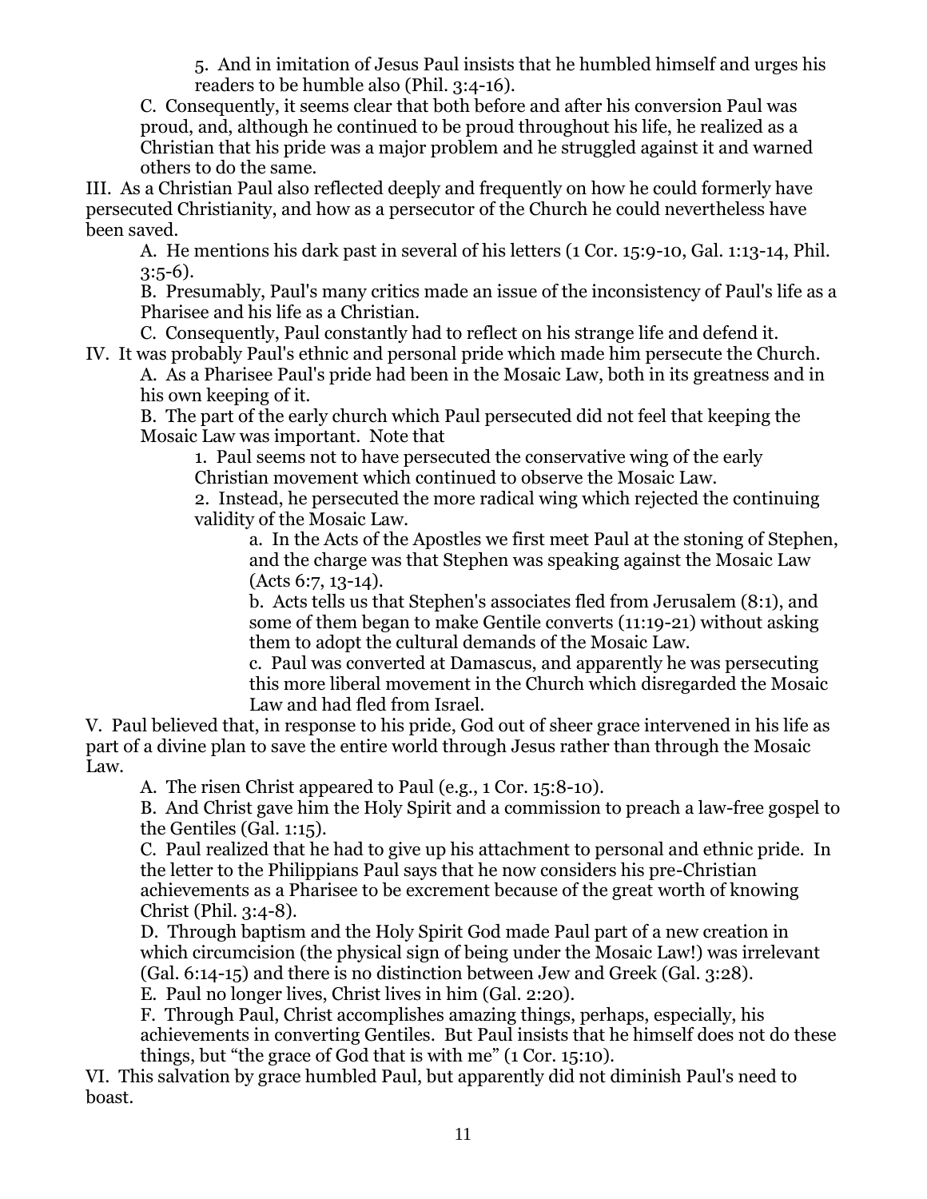5. And in imitation of Jesus Paul insists that he humbled himself and urges his readers to be humble also (Phil. 3:4-16).

C. Consequently, it seems clear that both before and after his conversion Paul was proud, and, although he continued to be proud throughout his life, he realized as a Christian that his pride was a major problem and he struggled against it and warned others to do the same.

III. As a Christian Paul also reflected deeply and frequently on how he could formerly have persecuted Christianity, and how as a persecutor of the Church he could nevertheless have been saved.

A. He mentions his dark past in several of his letters (1 Cor. 15:9-10, Gal. 1:13-14, Phil. 3:5-6).

B. Presumably, Paul's many critics made an issue of the inconsistency of Paul's life as a Pharisee and his life as a Christian.

C. Consequently, Paul constantly had to reflect on his strange life and defend it.

IV. It was probably Paul's ethnic and personal pride which made him persecute the Church.

A. As a Pharisee Paul's pride had been in the Mosaic Law, both in its greatness and in his own keeping of it.

B. The part of the early church which Paul persecuted did not feel that keeping the Mosaic Law was important. Note that

1. Paul seems not to have persecuted the conservative wing of the early Christian movement which continued to observe the Mosaic Law.

2. Instead, he persecuted the more radical wing which rejected the continuing validity of the Mosaic Law.

a. In the Acts of the Apostles we first meet Paul at the stoning of Stephen, and the charge was that Stephen was speaking against the Mosaic Law (Acts 6:7, 13-14).

b. Acts tells us that Stephen's associates fled from Jerusalem (8:1), and some of them began to make Gentile converts (11:19-21) without asking them to adopt the cultural demands of the Mosaic Law.

c. Paul was converted at Damascus, and apparently he was persecuting this more liberal movement in the Church which disregarded the Mosaic Law and had fled from Israel.

V. Paul believed that, in response to his pride, God out of sheer grace intervened in his life as part of a divine plan to save the entire world through Jesus rather than through the Mosaic Law.

A. The risen Christ appeared to Paul (e.g., 1 Cor. 15:8-10).

B. And Christ gave him the Holy Spirit and a commission to preach a law-free gospel to the Gentiles (Gal. 1:15).

C. Paul realized that he had to give up his attachment to personal and ethnic pride. In the letter to the Philippians Paul says that he now considers his pre-Christian achievements as a Pharisee to be excrement because of the great worth of knowing Christ (Phil. 3:4-8).

D. Through baptism and the Holy Spirit God made Paul part of a new creation in which circumcision (the physical sign of being under the Mosaic Law!) was irrelevant (Gal. 6:14-15) and there is no distinction between Jew and Greek (Gal. 3:28).

E. Paul no longer lives, Christ lives in him (Gal. 2:20).

F. Through Paul, Christ accomplishes amazing things, perhaps, especially, his achievements in converting Gentiles. But Paul insists that he himself does not do these things, but "the grace of God that is with me" (1 Cor. 15:10).

VI. This salvation by grace humbled Paul, but apparently did not diminish Paul's need to boast.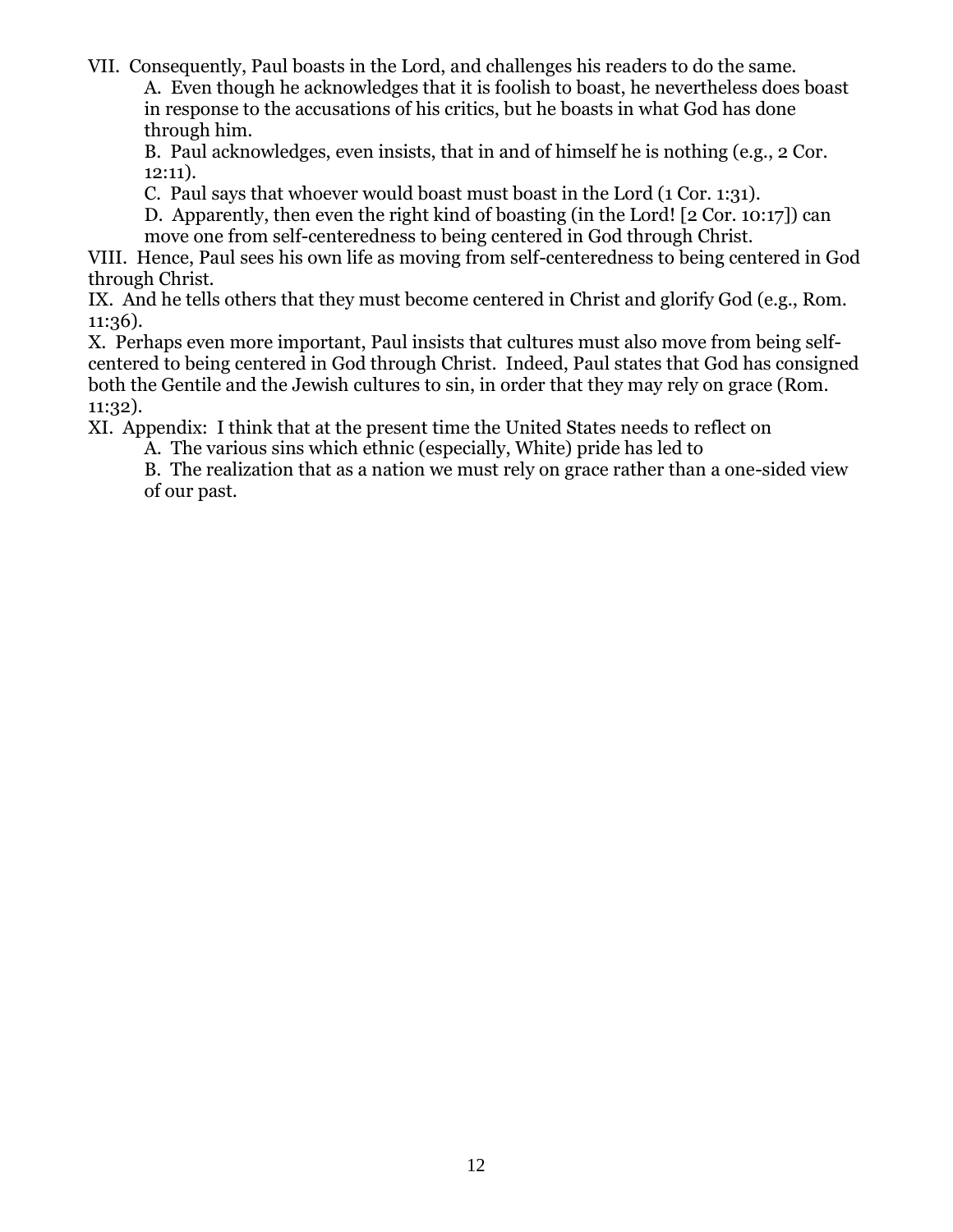VII. Consequently, Paul boasts in the Lord, and challenges his readers to do the same.

A. Even though he acknowledges that it is foolish to boast, he nevertheless does boast in response to the accusations of his critics, but he boasts in what God has done through him.

B. Paul acknowledges, even insists, that in and of himself he is nothing (e.g., 2 Cor. 12:11).

C. Paul says that whoever would boast must boast in the Lord (1 Cor. 1:31).

D. Apparently, then even the right kind of boasting (in the Lord! [2 Cor. 10:17]) can move one from self-centeredness to being centered in God through Christ.

VIII. Hence, Paul sees his own life as moving from self-centeredness to being centered in God through Christ.

IX. And he tells others that they must become centered in Christ and glorify God (e.g., Rom. 11:36).

X. Perhaps even more important, Paul insists that cultures must also move from being self-centered to being centered in God through Christ. Indeed, Paul states that God has consigned both the Gentile and the Jewish cultures to sin, in order that they may rely on grace (Rom. 11:32).

XI. Appendix: I think that at the present time the United States needs to reflect on

A. The various sins which ethnic (especially, White) pride has led to

B. The realization that as a nation we must rely on grace rather than a one-sided view of our past.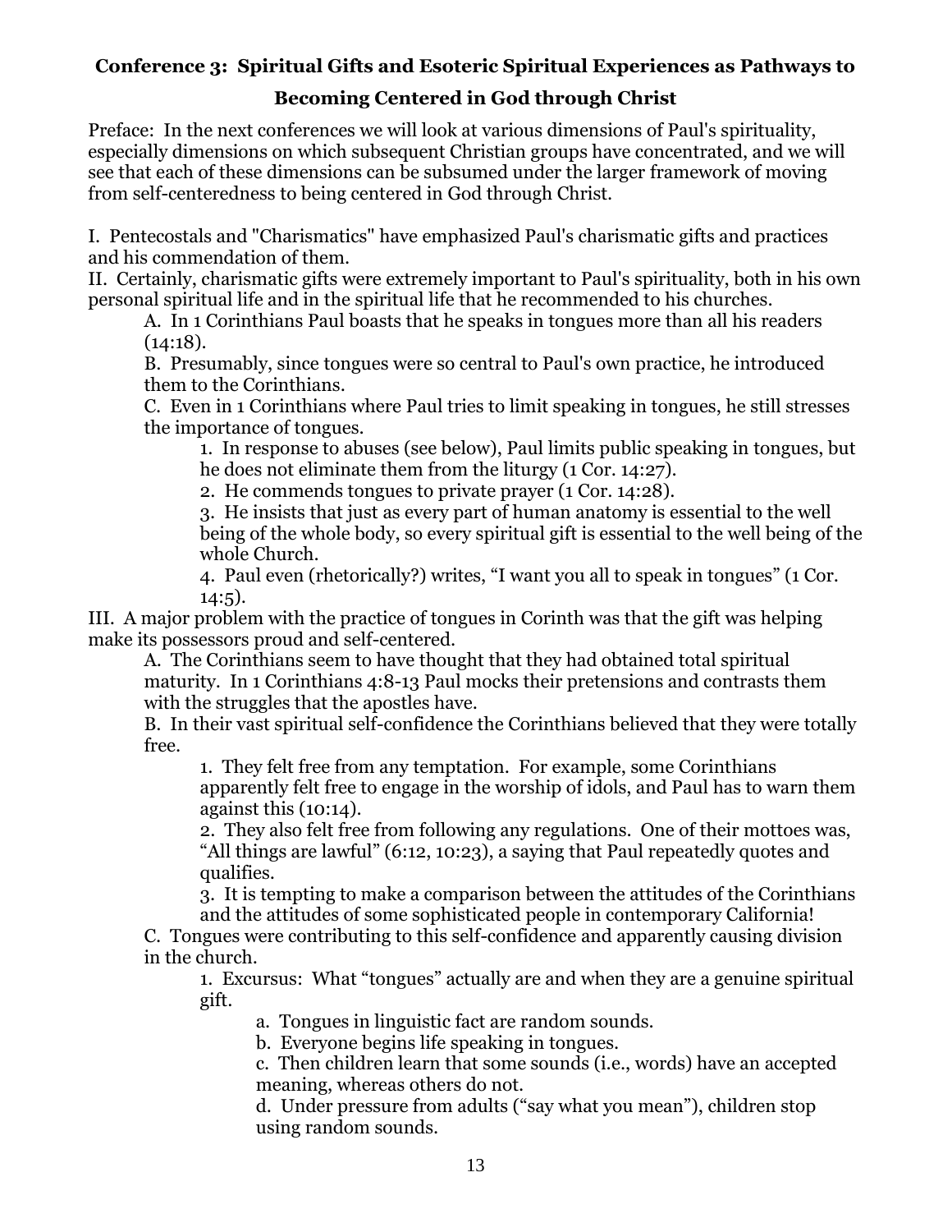**Conference 3: Spiritual Gifts and Esoteric Spiritual Experiences as Pathways to Becoming Centered in God through Christ**

Preface: In the next conferences we will look at various dimensions of Paul's spirituality, especially dimensions on which subsequent Christian groups have concentrated, and we will see that each of these dimensions can be subsumed under the larger framework of moving from self-centeredness to being centered in God through Christ.

I. Pentecostals and "Charismatics" have emphasized Paul's charismatic gifts and practices and his commendation of them.

II. Certainly, charismatic gifts were extremely important to Paul's spirituality, both in his own personal spiritual life and in the spiritual life that he recommended to his churches.

- A. In 1 Corinthians Paul boasts that he speaks in tongues more than all his readers (14:18).
- B. Presumably, since tongues were so central to Paul's own practice, he introduced them to the Corinthians.
- C. Even in 1 Corinthians where Paul tries to limit speaking in tongues, he still stresses the importance of tongues.
  1. In response to abuses (see below), Paul limits public speaking in tongues, but he does not eliminate them from the liturgy (1 Cor. 14:27).
  2. He commends tongues to private prayer (1 Cor. 14:28).
  3. He insists that just as every part of human anatomy is essential to the well being of the whole body, so every spiritual gift is essential to the well being of the whole Church.
  4. Paul even (rhetorically?) writes, “I want you all to speak in tongues” (1 Cor. 14:5).

III. A major problem with the practice of tongues in Corinth was that the gift was helping make its possessors proud and self-centered.

- A. The Corinthians seem to have thought that they had obtained total spiritual maturity. In 1 Corinthians 4:8-13 Paul mocks their pretensions and contrasts them with the struggles that the apostles have.
- B. In their vast spiritual self-confidence the Corinthians believed that they were totally free.
  1. They felt free from any temptation. For example, some Corinthians apparently felt free to engage in the worship of idols, and Paul has to warn them against this (10:14).
  2. They also felt free from following any regulations. One of their mottoes was, “All things are lawful” (6:12, 10:23), a saying that Paul repeatedly quotes and qualifies.
  3. It is tempting to make a comparison between the attitudes of the Corinthians and the attitudes of some sophisticated people in contemporary California!
- C. Tongues were contributing to this self-confidence and apparently causing division in the church.
  1. Excursus: What “tongues” actually are and when they are a genuine spiritual gift.
     - a. Tongues in linguistic fact are random sounds.
     - b. Everyone begins life speaking in tongues.
     - c. Then children learn that some sounds (i.e., words) have an accepted meaning, whereas others do not.
     - d. Under pressure from adults (“say what you mean”), children stop using random sounds.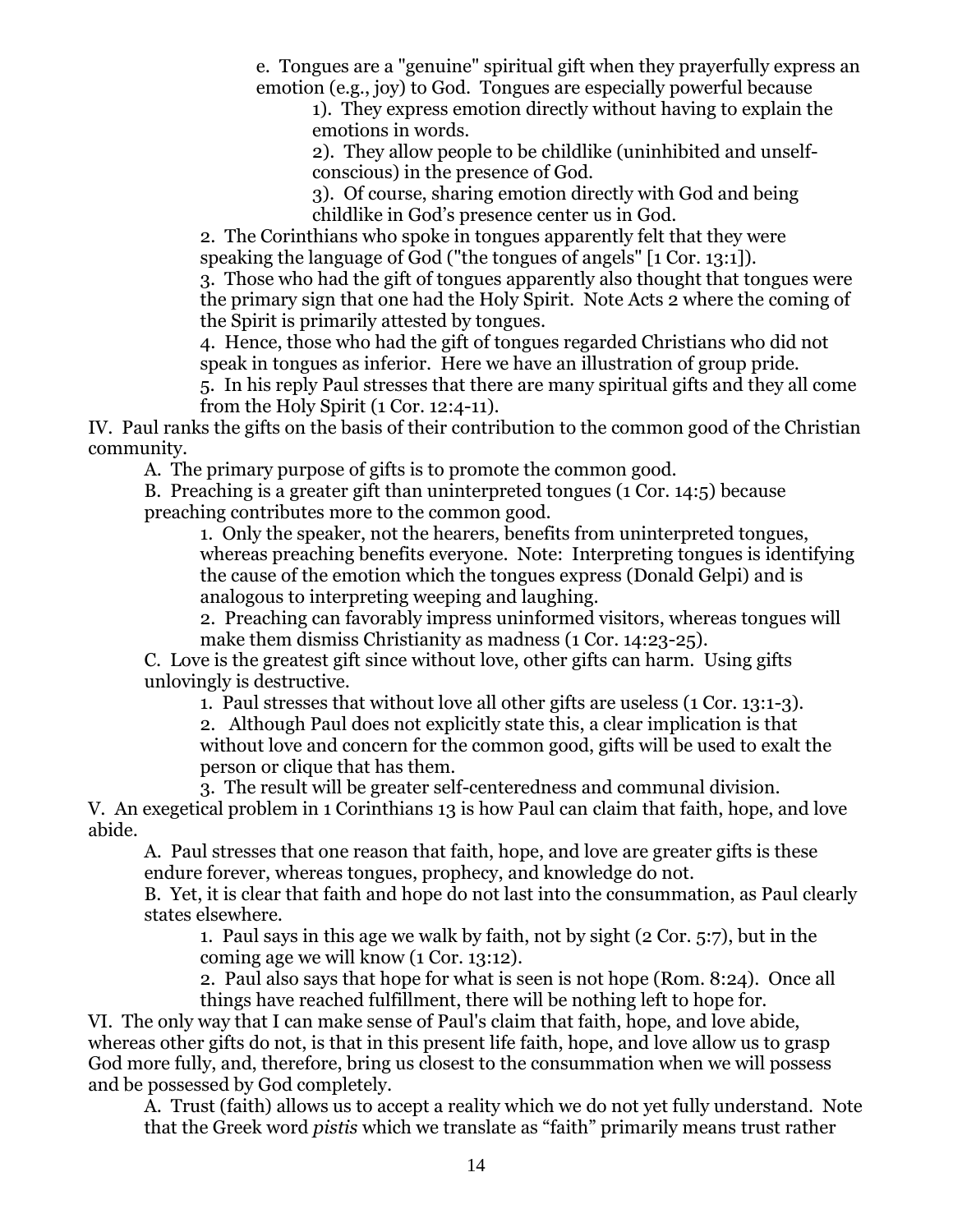e. Tongues are a "genuine" spiritual gift when they prayerfully express an emotion (e.g., joy) to God. Tongues are especially powerful because

1). They express emotion directly without having to explain the emotions in words.

2). They allow people to be childlike (uninhibited and unself-conscious) in the presence of God.

3). Of course, sharing emotion directly with God and being childlike in God's presence center us in God.

2. The Corinthians who spoke in tongues apparently felt that they were speaking the language of God ("the tongues of angels" [1 Cor. 13:1]).

3. Those who had the gift of tongues apparently also thought that tongues were the primary sign that one had the Holy Spirit. Note Acts 2 where the coming of the Spirit is primarily attested by tongues.

4. Hence, those who had the gift of tongues regarded Christians who did not speak in tongues as inferior. Here we have an illustration of group pride.

5. In his reply Paul stresses that there are many spiritual gifts and they all come from the Holy Spirit (1 Cor. 12:4-11).

IV. Paul ranks the gifts on the basis of their contribution to the common good of the Christian community.

A. The primary purpose of gifts is to promote the common good.

B. Preaching is a greater gift than uninterpreted tongues (1 Cor. 14:5) because preaching contributes more to the common good.

1. Only the speaker, not the hearers, benefits from uninterpreted tongues, whereas preaching benefits everyone. Note: Interpreting tongues is identifying the cause of the emotion which the tongues express (Donald Gelpi) and is analogous to interpreting weeping and laughing.

2. Preaching can favorably impress uninformed visitors, whereas tongues will make them dismiss Christianity as madness (1 Cor. 14:23-25).

C. Love is the greatest gift since without love, other gifts can harm. Using gifts unlovingly is destructive.

1. Paul stresses that without love all other gifts are useless (1 Cor. 13:1-3).

2. Although Paul does not explicitly state this, a clear implication is that without love and concern for the common good, gifts will be used to exalt the person or clique that has them.

3. The result will be greater self-centeredness and communal division.

V. An exegetical problem in 1 Corinthians 13 is how Paul can claim that faith, hope, and love abide.

A. Paul stresses that one reason that faith, hope, and love are greater gifts is these endure forever, whereas tongues, prophecy, and knowledge do not.

B. Yet, it is clear that faith and hope do not last into the consummation, as Paul clearly states elsewhere.

1. Paul says in this age we walk by faith, not by sight (2 Cor. 5:7), but in the coming age we will know (1 Cor. 13:12).

2. Paul also says that hope for what is seen is not hope (Rom. 8:24). Once all things have reached fulfillment, there will be nothing left to hope for.

VI. The only way that I can make sense of Paul's claim that faith, hope, and love abide, whereas other gifts do not, is that in this present life faith, hope, and love allow us to grasp God more fully, and, therefore, bring us closest to the consummation when we will possess and be possessed by God completely.

A. Trust (faith) allows us to accept a reality which we do not yet fully understand. Note that the Greek word *pistis* which we translate as "faith" primarily means trust rather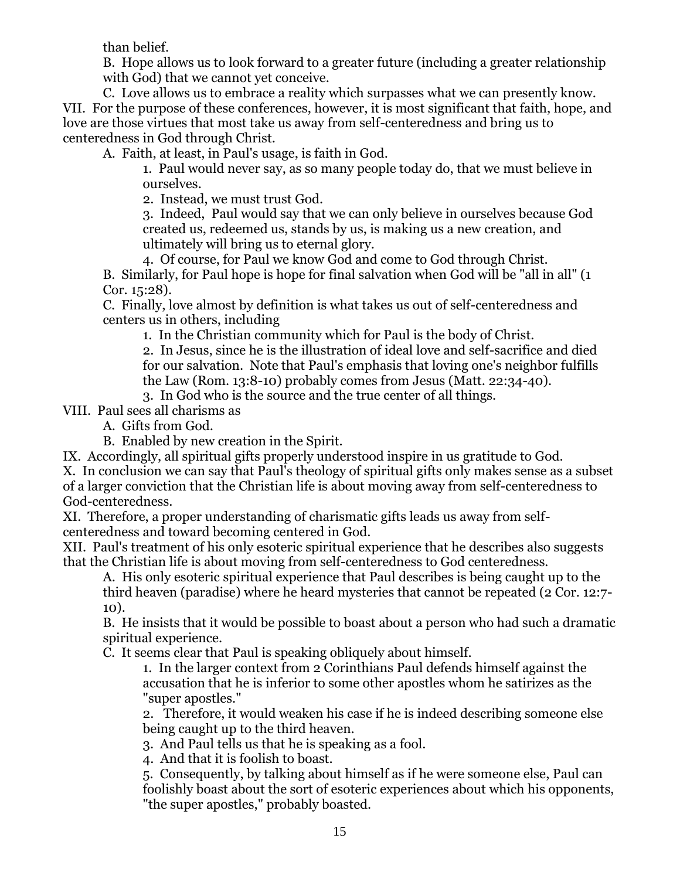than belief.

B. Hope allows us to look forward to a greater future (including a greater relationship with God) that we cannot yet conceive.

C. Love allows us to embrace a reality which surpasses what we can presently know.

VII. For the purpose of these conferences, however, it is most significant that faith, hope, and love are those virtues that most take us away from self-centeredness and bring us to centeredness in God through Christ.

A. Faith, at least, in Paul's usage, is faith in God.

1. Paul would never say, as so many people today do, that we must believe in ourselves.

2. Instead, we must trust God.

3. Indeed, Paul would say that we can only believe in ourselves because God created us, redeemed us, stands by us, is making us a new creation, and ultimately will bring us to eternal glory.

4. Of course, for Paul we know God and come to God through Christ.

B. Similarly, for Paul hope is hope for final salvation when God will be "all in all" (1 Cor. 15:28).

C. Finally, love almost by definition is what takes us out of self-centeredness and centers us in others, including

1. In the Christian community which for Paul is the body of Christ.

2. In Jesus, since he is the illustration of ideal love and self-sacrifice and died for our salvation. Note that Paul's emphasis that loving one's neighbor fulfills the Law (Rom. 13:8-10) probably comes from Jesus (Matt. 22:34-40).

3. In God who is the source and the true center of all things.

VIII. Paul sees all charisms as

A. Gifts from God.

B. Enabled by new creation in the Spirit.

IX. Accordingly, all spiritual gifts properly understood inspire in us gratitude to God.

X. In conclusion we can say that Paul's theology of spiritual gifts only makes sense as a subset of a larger conviction that the Christian life is about moving away from self-centeredness to God-centeredness.

XI. Therefore, a proper understanding of charismatic gifts leads us away from self-centeredness and toward becoming centered in God.

XII. Paul's treatment of his only esoteric spiritual experience that he describes also suggests that the Christian life is about moving from self-centeredness to God centeredness.

A. His only esoteric spiritual experience that Paul describes is being caught up to the third heaven (paradise) where he heard mysteries that cannot be repeated (2 Cor. 12:7-10).

B. He insists that it would be possible to boast about a person who had such a dramatic spiritual experience.

C. It seems clear that Paul is speaking obliquely about himself.

1. In the larger context from 2 Corinthians Paul defends himself against the accusation that he is inferior to some other apostles whom he satirizes as the "super apostles."

2. Therefore, it would weaken his case if he is indeed describing someone else being caught up to the third heaven.

3. And Paul tells us that he is speaking as a fool.

4. And that it is foolish to boast.

5. Consequently, by talking about himself as if he were someone else, Paul can foolishly boast about the sort of esoteric experiences about which his opponents, "the super apostles," probably boasted.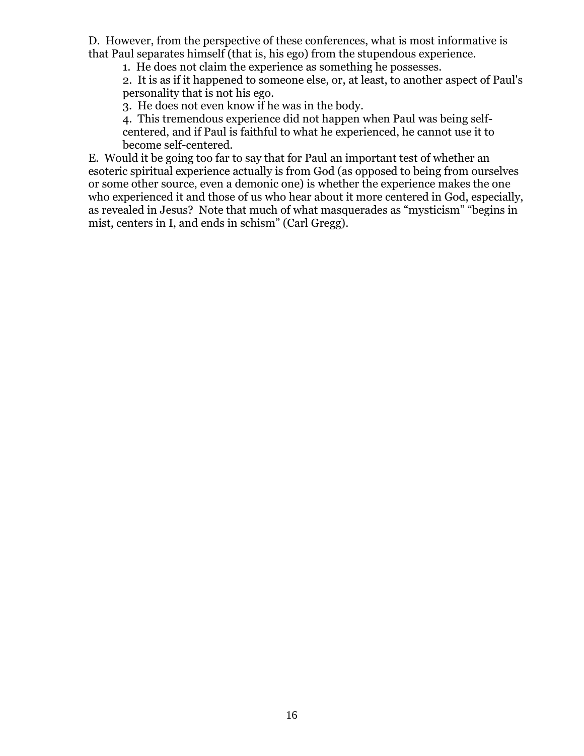D. However, from the perspective of these conferences, what is most informative is that Paul separates himself (that is, his ego) from the stupendous experience.

1. He does not claim the experience as something he possesses.
2. It is as if it happened to someone else, or, at least, to another aspect of Paul's personality that is not his ego.
3. He does not even know if he was in the body.
4. This tremendous experience did not happen when Paul was being self-centered, and if Paul is faithful to what he experienced, he cannot use it to become self-centered.

E. Would it be going too far to say that for Paul an important test of whether an esoteric spiritual experience actually is from God (as opposed to being from ourselves or some other source, even a demonic one) is whether the experience makes the one who experienced it and those of us who hear about it more centered in God, especially, as revealed in Jesus? Note that much of what masquerades as "mysticism" "begins in mist, centers in I, and ends in schism" (Carl Gregg).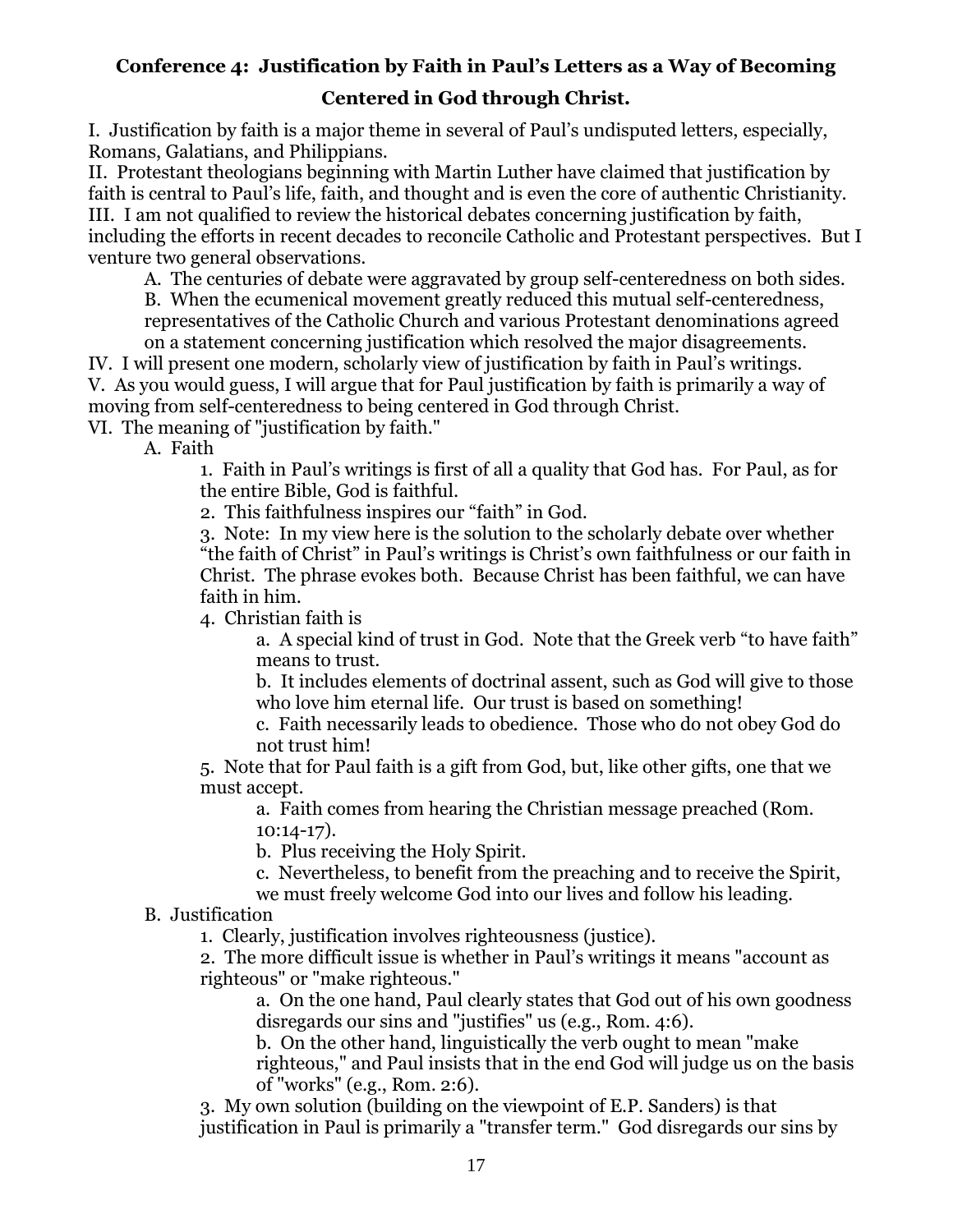# Conference 4: Justification by Faith in Paul's Letters as a Way of Becoming Centered in God through Christ.

I. Justification by faith is a major theme in several of Paul's undisputed letters, especially, Romans, Galatians, and Philippians.

II. Protestant theologians beginning with Martin Luther have claimed that justification by faith is central to Paul's life, faith, and thought and is even the core of authentic Christianity.

III. I am not qualified to review the historical debates concerning justification by faith, including the efforts in recent decades to reconcile Catholic and Protestant perspectives. But I venture two general observations.

- A. The centuries of debate were aggravated by group self-centeredness on both sides.
- B. When the ecumenical movement greatly reduced this mutual self-centeredness, representatives of the Catholic Church and various Protestant denominations agreed on a statement concerning justification which resolved the major disagreements.

IV. I will present one modern, scholarly view of justification by faith in Paul's writings.

V. As you would guess, I will argue that for Paul justification by faith is primarily a way of moving from self-centeredness to being centered in God through Christ.

VI. The meaning of "justification by faith."

- A. Faith
  - 1. Faith in Paul's writings is first of all a quality that God has. For Paul, as for the entire Bible, God is faithful.
  - 2. This faithfulness inspires our "faith" in God.
  - 3. Note: In my view here is the solution to the scholarly debate over whether "the faith of Christ" in Paul's writings is Christ's own faithfulness or our faith in Christ. The phrase evokes both. Because Christ has been faithful, we can have faith in him.
  - 4. Christian faith is
    - a. A special kind of trust in God. Note that the Greek verb "to have faith" means to trust.
    - b. It includes elements of doctrinal assent, such as God will give to those who love him eternal life. Our trust is based on something!
    - c. Faith necessarily leads to obedience. Those who do not obey God do not trust him!
  - 5. Note that for Paul faith is a gift from God, but, like other gifts, one that we must accept.
    - a. Faith comes from hearing the Christian message preached (Rom. 10:14-17).
    - b. Plus receiving the Holy Spirit.
    - c. Nevertheless, to benefit from the preaching and to receive the Spirit, we must freely welcome God into our lives and follow his leading.
- B. Justification
  - 1. Clearly, justification involves righteousness (justice).
  - 2. The more difficult issue is whether in Paul's writings it means "account as righteous" or "make righteous."
    - a. On the one hand, Paul clearly states that God out of his own goodness disregards our sins and "justifies" us (e.g., Rom. 4:6).
    - b. On the other hand, linguistically the verb ought to mean "make righteous," and Paul insists that in the end God will judge us on the basis of "works" (e.g., Rom. 2:6).
  - 3. My own solution (building on the viewpoint of E.P. Sanders) is that justification in Paul is primarily a "transfer term." God disregards our sins by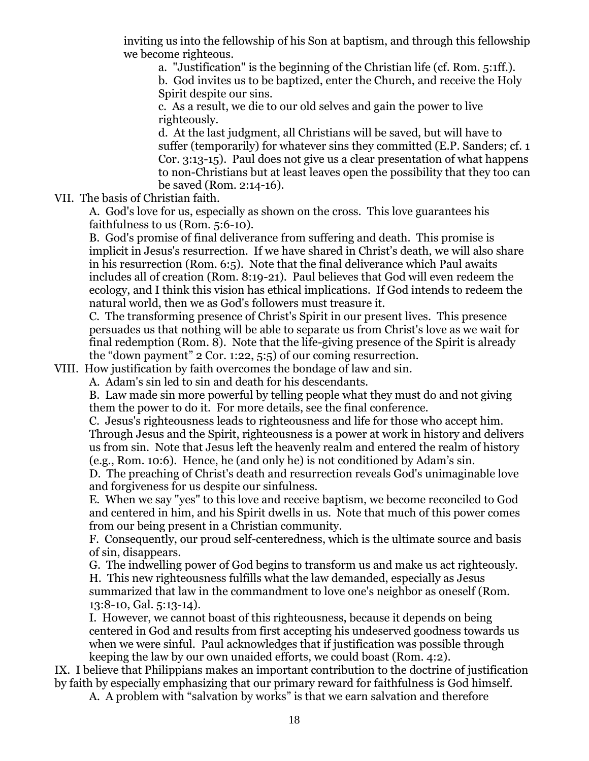inviting us into the fellowship of his Son at baptism, and through this fellowship we become righteous.

a. "Justification" is the beginning of the Christian life (cf. Rom. 5:1ff.).

b. God invites us to be baptized, enter the Church, and receive the Holy Spirit despite our sins.

c. As a result, we die to our old selves and gain the power to live righteously.

d. At the last judgment, all Christians will be saved, but will have to suffer (temporarily) for whatever sins they committed (E.P. Sanders; cf. 1 Cor. 3:13-15). Paul does not give us a clear presentation of what happens to non-Christians but at least leaves open the possibility that they too can be saved (Rom. 2:14-16).

VII. The basis of Christian faith.

A. God's love for us, especially as shown on the cross. This love guarantees his faithfulness to us (Rom. 5:6-10).

B. God's promise of final deliverance from suffering and death. This promise is implicit in Jesus's resurrection. If we have shared in Christ's death, we will also share in his resurrection (Rom. 6:5). Note that the final deliverance which Paul awaits includes all of creation (Rom. 8:19-21). Paul believes that God will even redeem the ecology, and I think this vision has ethical implications. If God intends to redeem the natural world, then we as God's followers must treasure it.

C. The transforming presence of Christ's Spirit in our present lives. This presence persuades us that nothing will be able to separate us from Christ's love as we wait for final redemption (Rom. 8). Note that the life-giving presence of the Spirit is already the "down payment" 2 Cor. 1:22, 5:5) of our coming resurrection.

VIII. How justification by faith overcomes the bondage of law and sin.

A. Adam's sin led to sin and death for his descendants.

B. Law made sin more powerful by telling people what they must do and not giving them the power to do it. For more details, see the final conference.

C. Jesus's righteousness leads to righteousness and life for those who accept him. Through Jesus and the Spirit, righteousness is a power at work in history and delivers us from sin. Note that Jesus left the heavenly realm and entered the realm of history (e.g., Rom. 10:6). Hence, he (and only he) is not conditioned by Adam's sin.

D. The preaching of Christ's death and resurrection reveals God's unimaginable love and forgiveness for us despite our sinfulness.

E. When we say "yes" to this love and receive baptism, we become reconciled to God and centered in him, and his Spirit dwells in us. Note that much of this power comes from our being present in a Christian community.

F. Consequently, our proud self-centeredness, which is the ultimate source and basis of sin, disappears.

G. The indwelling power of God begins to transform us and make us act righteously.

H. This new righteousness fulfills what the law demanded, especially as Jesus summarized that law in the commandment to love one's neighbor as oneself (Rom. 13:8-10, Gal. 5:13-14).

I. However, we cannot boast of this righteousness, because it depends on being centered in God and results from first accepting his undeserved goodness towards us when we were sinful. Paul acknowledges that if justification was possible through keeping the law by our own unaided efforts, we could boast (Rom. 4:2).

IX. I believe that Philippians makes an important contribution to the doctrine of justification by faith by especially emphasizing that our primary reward for faithfulness is God himself.

A. A problem with "salvation by works" is that we earn salvation and therefore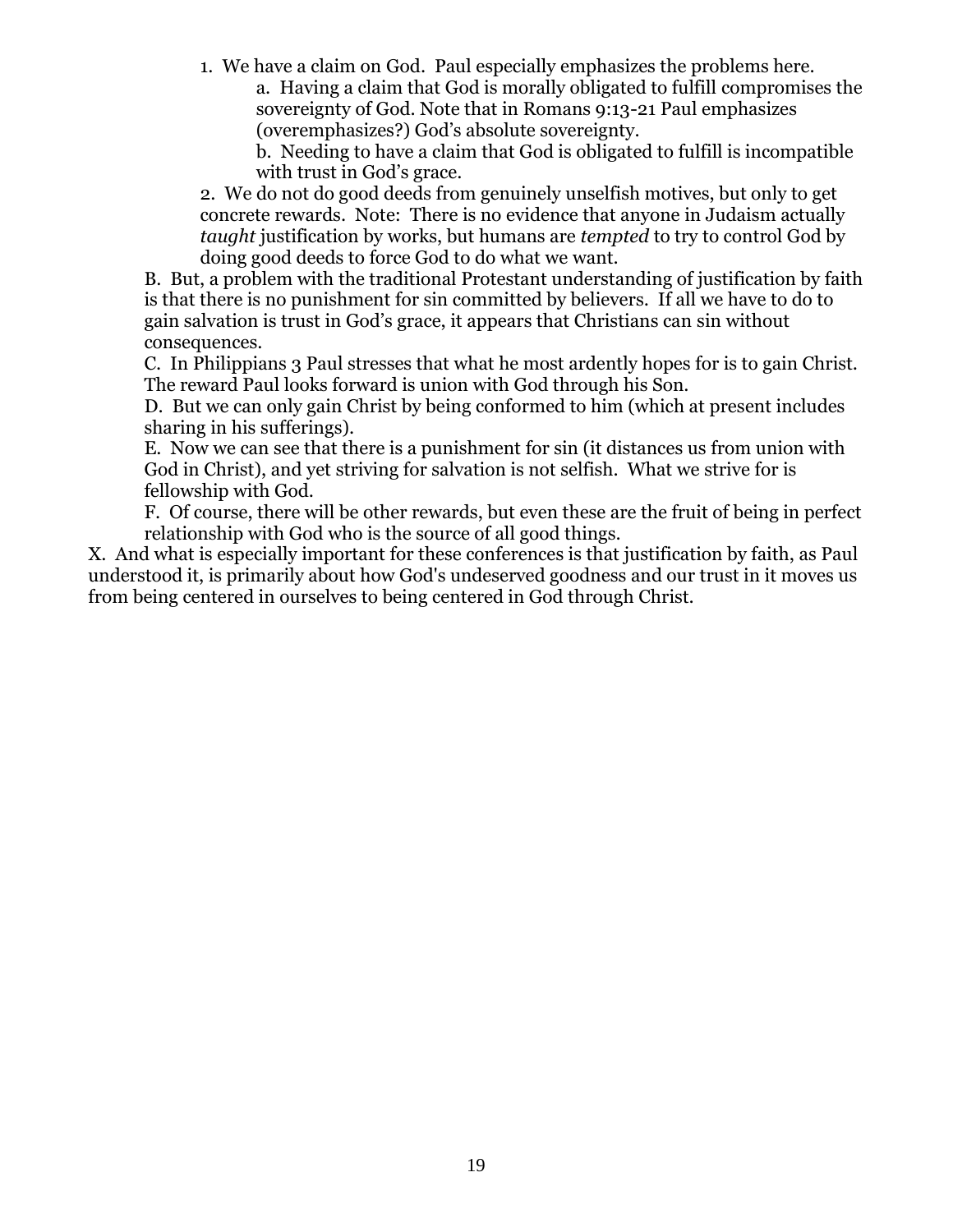1. We have a claim on God. Paul especially emphasizes the problems here.
   a. Having a claim that God is morally obligated to fulfill compromises the sovereignty of God. Note that in Romans 9:13-21 Paul emphasizes (overemphasizes?) God's absolute sovereignty.
   b. Needing to have a claim that God is obligated to fulfill is incompatible with trust in God's grace.
2. We do not do good deeds from genuinely unselfish motives, but only to get concrete rewards. Note: There is no evidence that anyone in Judaism actually *taught* justification by works, but humans are *tempted* to try to control God by doing good deeds to force God to do what we want.

B. But, a problem with the traditional Protestant understanding of justification by faith is that there is no punishment for sin committed by believers. If all we have to do to gain salvation is trust in God's grace, it appears that Christians can sin without consequences.

C. In Philippians 3 Paul stresses that what he most ardently hopes for is to gain Christ. The reward Paul looks forward is union with God through his Son.

D. But we can only gain Christ by being conformed to him (which at present includes sharing in his sufferings).

E. Now we can see that there is a punishment for sin (it distances us from union with God in Christ), and yet striving for salvation is not selfish. What we strive for is fellowship with God.

F. Of course, there will be other rewards, but even these are the fruit of being in perfect relationship with God who is the source of all good things.

X. And what is especially important for these conferences is that justification by faith, as Paul understood it, is primarily about how God's undeserved goodness and our trust in it moves us from being centered in ourselves to being centered in God through Christ.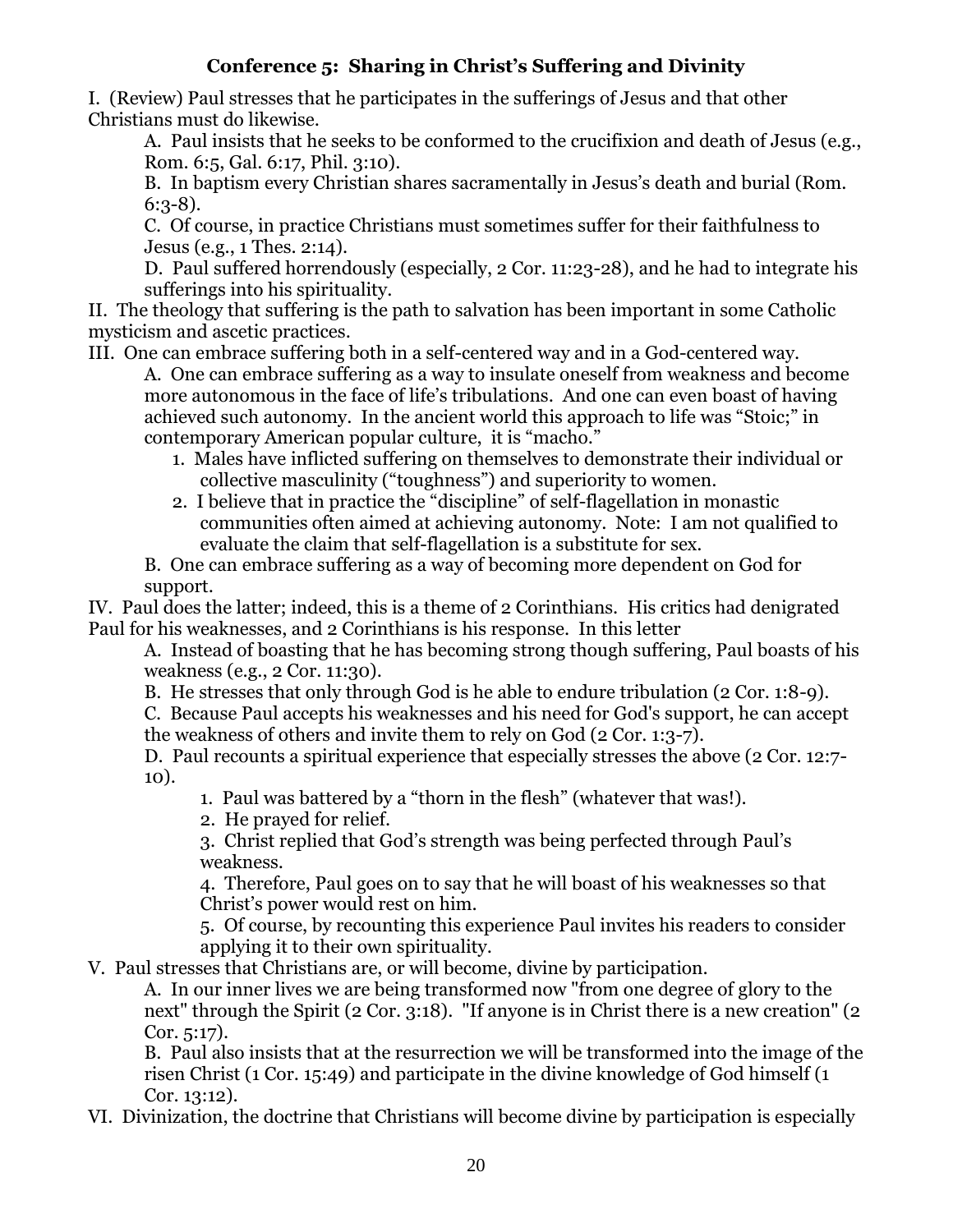## Conference 5: Sharing in Christ's Suffering and Divinity

I. (Review) Paul stresses that he participates in the sufferings of Jesus and that other Christians must do likewise.

- A. Paul insists that he seeks to be conformed to the crucifixion and death of Jesus (e.g., Rom. 6:5, Gal. 6:17, Phil. 3:10).
- B. In baptism every Christian shares sacramentally in Jesus's death and burial (Rom. 6:3-8).
- C. Of course, in practice Christians must sometimes suffer for their faithfulness to Jesus (e.g., 1 Thes. 2:14).
- D. Paul suffered horrendously (especially, 2 Cor. 11:23-28), and he had to integrate his sufferings into his spirituality.

II. The theology that suffering is the path to salvation has been important in some Catholic mysticism and ascetic practices.

III. One can embrace suffering both in a self-centered way and in a God-centered way.

- A. One can embrace suffering as a way to insulate oneself from weakness and become more autonomous in the face of life's tribulations. And one can even boast of having achieved such autonomy. In the ancient world this approach to life was "Stoic;" in contemporary American popular culture, it is "macho."
  1. Males have inflicted suffering on themselves to demonstrate their individual or collective masculinity ("toughness") and superiority to women.
  2. I believe that in practice the "discipline" of self-flagellation in monastic communities often aimed at achieving autonomy. Note: I am not qualified to evaluate the claim that self-flagellation is a substitute for sex.
- B. One can embrace suffering as a way of becoming more dependent on God for support.

IV. Paul does the latter; indeed, this is a theme of 2 Corinthians. His critics had denigrated Paul for his weaknesses, and 2 Corinthians is his response. In this letter

- A. Instead of boasting that he has becoming strong though suffering, Paul boasts of his weakness (e.g., 2 Cor. 11:30).
- B. He stresses that only through God is he able to endure tribulation (2 Cor. 1:8-9).
- C. Because Paul accepts his weaknesses and his need for God's support, he can accept the weakness of others and invite them to rely on God (2 Cor. 1:3-7).
- D. Paul recounts a spiritual experience that especially stresses the above (2 Cor. 12:7-10).
  1. Paul was battered by a "thorn in the flesh" (whatever that was!).
  2. He prayed for relief.
  3. Christ replied that God's strength was being perfected through Paul's weakness.
  4. Therefore, Paul goes on to say that he will boast of his weaknesses so that Christ's power would rest on him.
  5. Of course, by recounting this experience Paul invites his readers to consider applying it to their own spirituality.

V. Paul stresses that Christians are, or will become, divine by participation.

- A. In our inner lives we are being transformed now "from one degree of glory to the next" through the Spirit (2 Cor. 3:18). "If anyone is in Christ there is a new creation" (2 Cor. 5:17).
- B. Paul also insists that at the resurrection we will be transformed into the image of the risen Christ (1 Cor. 15:49) and participate in the divine knowledge of God himself (1 Cor. 13:12).

VI. Divinization, the doctrine that Christians will become divine by participation is especially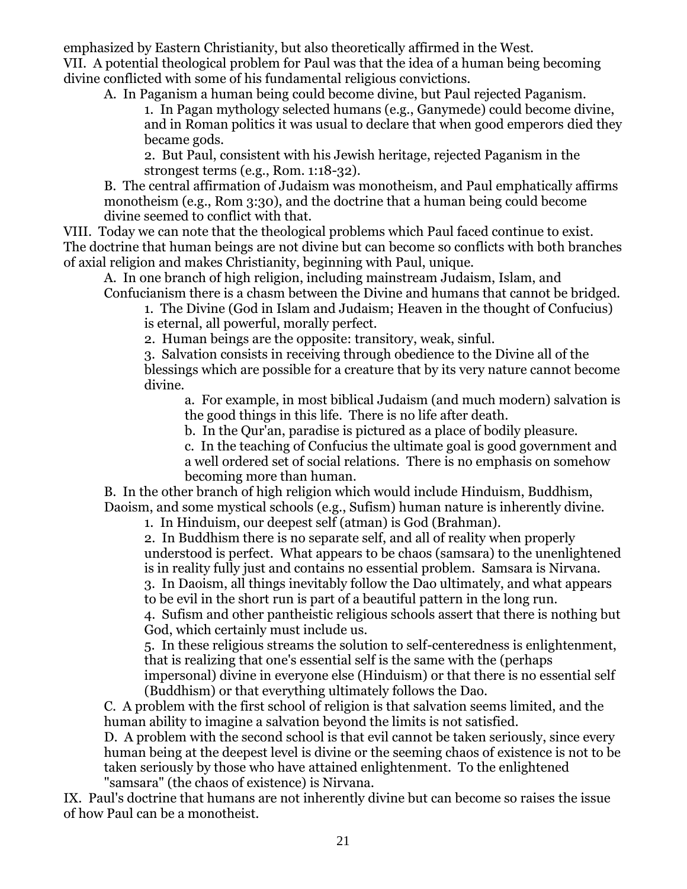emphasized by Eastern Christianity, but also theoretically affirmed in the West.

VII. A potential theological problem for Paul was that the idea of a human being becoming divine conflicted with some of his fundamental religious convictions.

- A. In Paganism a human being could become divine, but Paul rejected Paganism.
    1. In Pagan mythology selected humans (e.g., Ganymede) could become divine, and in Roman politics it was usual to declare that when good emperors died they became gods.
    2. But Paul, consistent with his Jewish heritage, rejected Paganism in the strongest terms (e.g., Rom. 1:18-32).
- B. The central affirmation of Judaism was monotheism, and Paul emphatically affirms monotheism (e.g., Rom 3:30), and the doctrine that a human being could become divine seemed to conflict with that.

VIII. Today we can note that the theological problems which Paul faced continue to exist. The doctrine that human beings are not divine but can become so conflicts with both branches of axial religion and makes Christianity, beginning with Paul, unique.

- A. In one branch of high religion, including mainstream Judaism, Islam, and Confucianism there is a chasm between the Divine and humans that cannot be bridged.
    1. The Divine (God in Islam and Judaism; Heaven in the thought of Confucius) is eternal, all powerful, morally perfect.
    2. Human beings are the opposite: transitory, weak, sinful.
    3. Salvation consists in receiving through obedience to the Divine all of the blessings which are possible for a creature that by its very nature cannot become divine.
        - a. For example, in most biblical Judaism (and much modern) salvation is the good things in this life. There is no life after death.
        - b. In the Qur'an, paradise is pictured as a place of bodily pleasure.
        - c. In the teaching of Confucius the ultimate goal is good government and a well ordered set of social relations. There is no emphasis on somehow becoming more than human.
- B. In the other branch of high religion which would include Hinduism, Buddhism, Daoism, and some mystical schools (e.g., Sufism) human nature is inherently divine.
    1. In Hinduism, our deepest self (atman) is God (Brahman).
    2. In Buddhism there is no separate self, and all of reality when properly understood is perfect. What appears to be chaos (samsara) to the unenlightened is in reality fully just and contains no essential problem. Samsara is Nirvana.
    3. In Daoism, all things inevitably follow the Dao ultimately, and what appears to be evil in the short run is part of a beautiful pattern in the long run.
    4. Sufism and other pantheistic religious schools assert that there is nothing but God, which certainly must include us.
    5. In these religious streams the solution to self-centeredness is enlightenment, that is realizing that one's essential self is the same with the (perhaps impersonal) divine in everyone else (Hinduism) or that there is no essential self (Buddhism) or that everything ultimately follows the Dao.
- C. A problem with the first school of religion is that salvation seems limited, and the human ability to imagine a salvation beyond the limits is not satisfied.
- D. A problem with the second school is that evil cannot be taken seriously, since every human being at the deepest level is divine or the seeming chaos of existence is not to be taken seriously by those who have attained enlightenment. To the enlightened "samsara" (the chaos of existence) is Nirvana.

IX. Paul's doctrine that humans are not inherently divine but can become so raises the issue of how Paul can be a monotheist.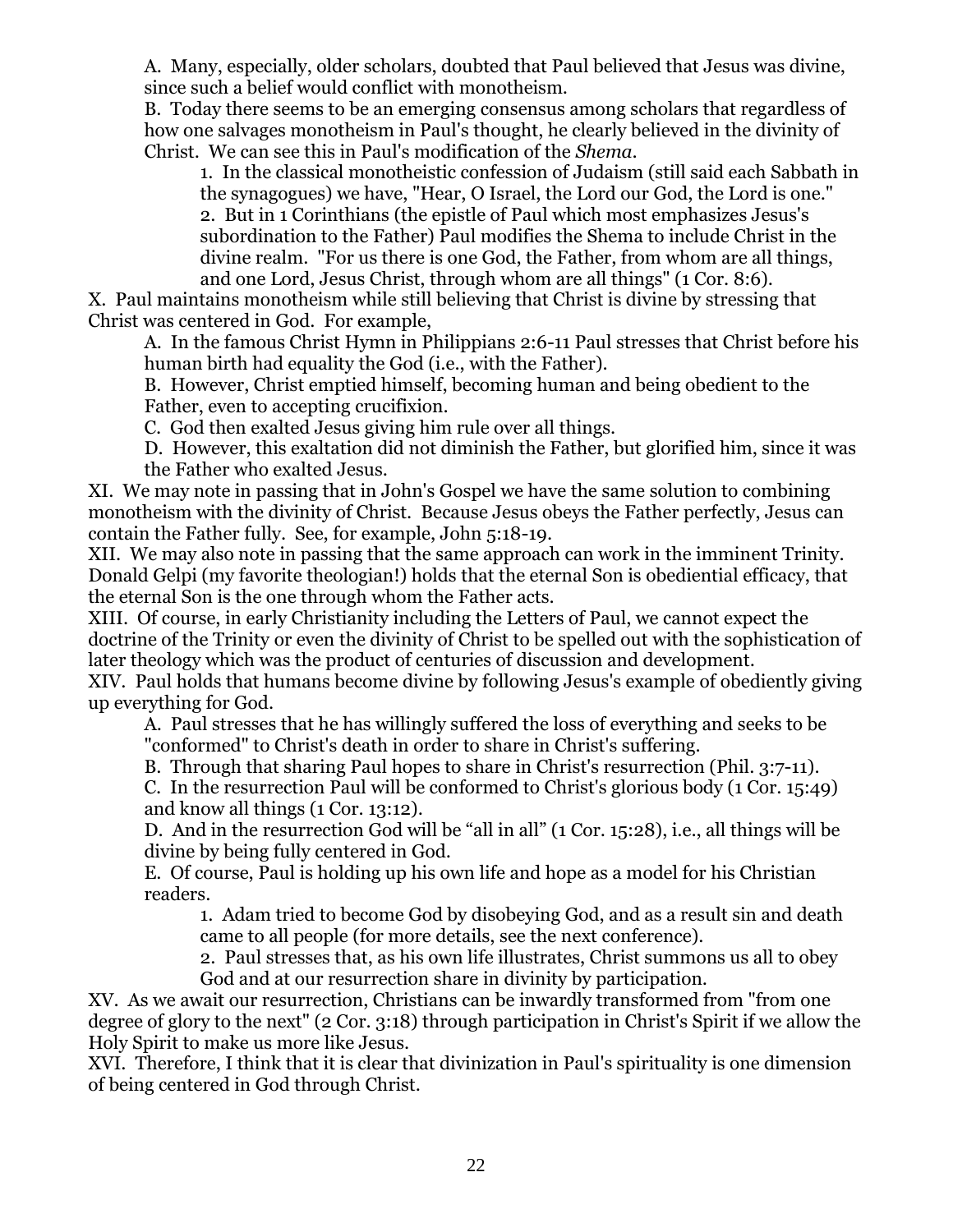A. Many, especially, older scholars, doubted that Paul believed that Jesus was divine, since such a belief would conflict with monotheism.

B. Today there seems to be an emerging consensus among scholars that regardless of how one salvages monotheism in Paul's thought, he clearly believed in the divinity of Christ. We can see this in Paul's modification of the *Shema*.

1. In the classical monotheistic confession of Judaism (still said each Sabbath in the synagogues) we have, "Hear, O Israel, the Lord our God, the Lord is one."

2. But in 1 Corinthians (the epistle of Paul which most emphasizes Jesus's subordination to the Father) Paul modifies the Shema to include Christ in the divine realm. "For us there is one God, the Father, from whom are all things, and one Lord, Jesus Christ, through whom are all things" (1 Cor. 8:6).

X. Paul maintains monotheism while still believing that Christ is divine by stressing that Christ was centered in God. For example,

A. In the famous Christ Hymn in Philippians 2:6-11 Paul stresses that Christ before his human birth had equality the God (i.e., with the Father).

B. However, Christ emptied himself, becoming human and being obedient to the Father, even to accepting crucifixion.

C. God then exalted Jesus giving him rule over all things.

D. However, this exaltation did not diminish the Father, but glorified him, since it was the Father who exalted Jesus.

XI. We may note in passing that in John's Gospel we have the same solution to combining monotheism with the divinity of Christ. Because Jesus obeys the Father perfectly, Jesus can contain the Father fully. See, for example, John 5:18-19.

XII. We may also note in passing that the same approach can work in the imminent Trinity. Donald Gelpi (my favorite theologian!) holds that the eternal Son is obediential efficacy, that the eternal Son is the one through whom the Father acts.

XIII. Of course, in early Christianity including the Letters of Paul, we cannot expect the doctrine of the Trinity or even the divinity of Christ to be spelled out with the sophistication of later theology which was the product of centuries of discussion and development.

XIV. Paul holds that humans become divine by following Jesus's example of obediently giving up everything for God.

A. Paul stresses that he has willingly suffered the loss of everything and seeks to be "conformed" to Christ's death in order to share in Christ's suffering.

B. Through that sharing Paul hopes to share in Christ's resurrection (Phil. 3:7-11).

C. In the resurrection Paul will be conformed to Christ's glorious body (1 Cor. 15:49) and know all things (1 Cor. 13:12).

D. And in the resurrection God will be "all in all" (1 Cor. 15:28), i.e., all things will be divine by being fully centered in God.

E. Of course, Paul is holding up his own life and hope as a model for his Christian readers.

1. Adam tried to become God by disobeying God, and as a result sin and death came to all people (for more details, see the next conference).

2. Paul stresses that, as his own life illustrates, Christ summons us all to obey God and at our resurrection share in divinity by participation.

XV. As we await our resurrection, Christians can be inwardly transformed from "from one degree of glory to the next" (2 Cor. 3:18) through participation in Christ's Spirit if we allow the Holy Spirit to make us more like Jesus.

XVI. Therefore, I think that it is clear that divinization in Paul's spirituality is one dimension of being centered in God through Christ.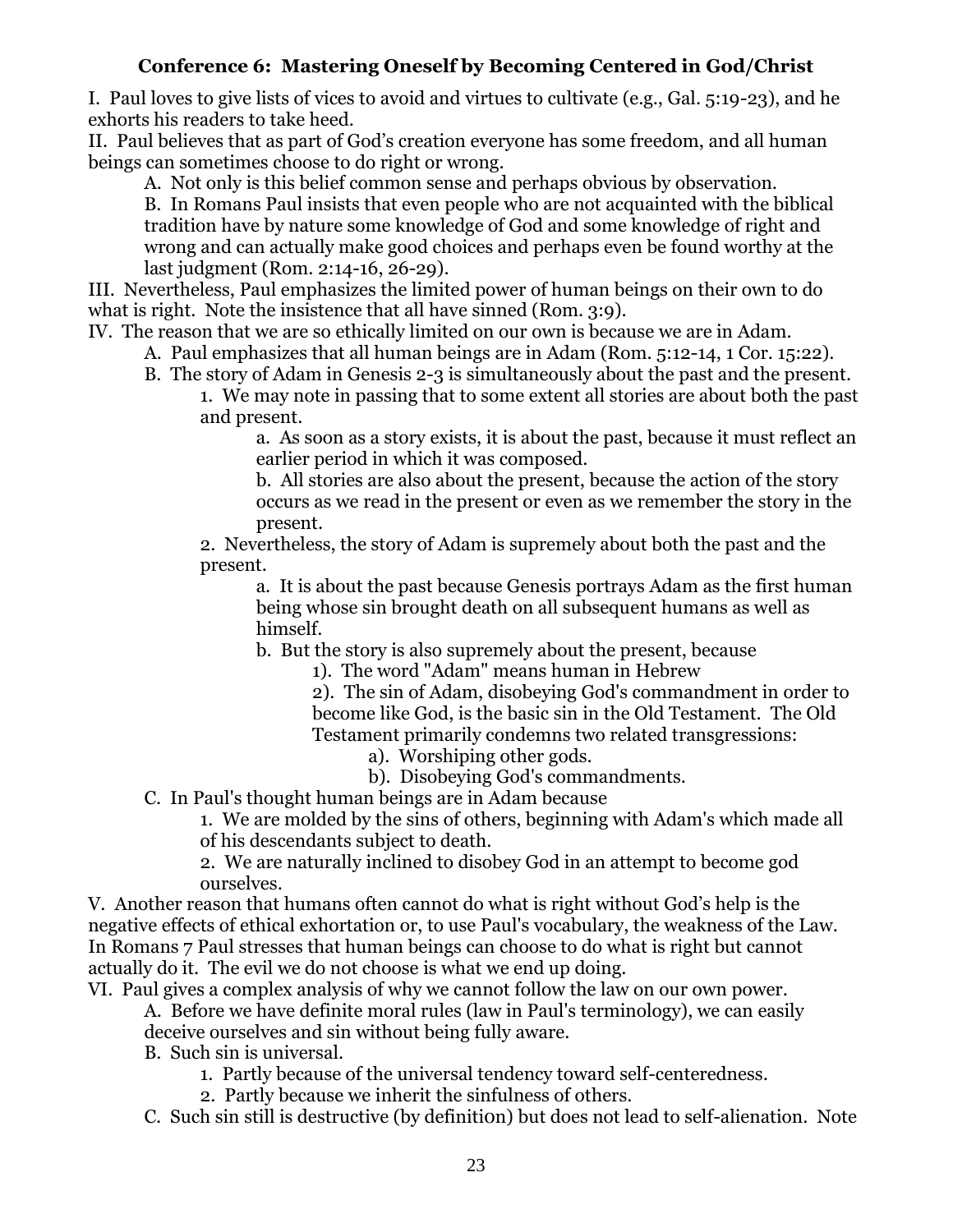### Conference 6: Mastering Oneself by Becoming Centered in God/Christ

I. Paul loves to give lists of vices to avoid and virtues to cultivate (e.g., Gal. 5:19-23), and he exhorts his readers to take heed.

II. Paul believes that as part of God's creation everyone has some freedom, and all human beings can sometimes choose to do right or wrong.

- A. Not only is this belief common sense and perhaps obvious by observation.
- B. In Romans Paul insists that even people who are not acquainted with the biblical tradition have by nature some knowledge of God and some knowledge of right and wrong and can actually make good choices and perhaps even be found worthy at the last judgment (Rom. 2:14-16, 26-29).

III. Nevertheless, Paul emphasizes the limited power of human beings on their own to do what is right. Note the insistence that all have sinned (Rom. 3:9).

IV. The reason that we are so ethically limited on our own is because we are in Adam.

- A. Paul emphasizes that all human beings are in Adam (Rom. 5:12-14, 1 Cor. 15:22).
- B. The story of Adam in Genesis 2-3 is simultaneously about the past and the present.
  - 1. We may note in passing that to some extent all stories are about both the past and present.
    - a. As soon as a story exists, it is about the past, because it must reflect an earlier period in which it was composed.
    - b. All stories are also about the present, because the action of the story occurs as we read in the present or even as we remember the story in the present.
  - 2. Nevertheless, the story of Adam is supremely about both the past and the present.
    - a. It is about the past because Genesis portrays Adam as the first human being whose sin brought death on all subsequent humans as well as himself.
    - b. But the story is also supremely about the present, because
      - 1). The word "Adam" means human in Hebrew
      - 2). The sin of Adam, disobeying God's commandment in order to become like God, is the basic sin in the Old Testament. The Old Testament primarily condemns two related transgressions:
        - a). Worshiping other gods.
        - b). Disobeying God's commandments.
- C. In Paul's thought human beings are in Adam because
  - 1. We are molded by the sins of others, beginning with Adam's which made all of his descendants subject to death.
  - 2. We are naturally inclined to disobey God in an attempt to become god ourselves.

V. Another reason that humans often cannot do what is right without God's help is the negative effects of ethical exhortation or, to use Paul's vocabulary, the weakness of the Law. In Romans 7 Paul stresses that human beings can choose to do what is right but cannot actually do it. The evil we do not choose is what we end up doing.

VI. Paul gives a complex analysis of why we cannot follow the law on our own power.

- A. Before we have definite moral rules (law in Paul's terminology), we can easily deceive ourselves and sin without being fully aware.
- B. Such sin is universal.
  - 1. Partly because of the universal tendency toward self-centeredness.
  - 2. Partly because we inherit the sinfulness of others.
- C. Such sin still is destructive (by definition) but does not lead to self-alienation. Note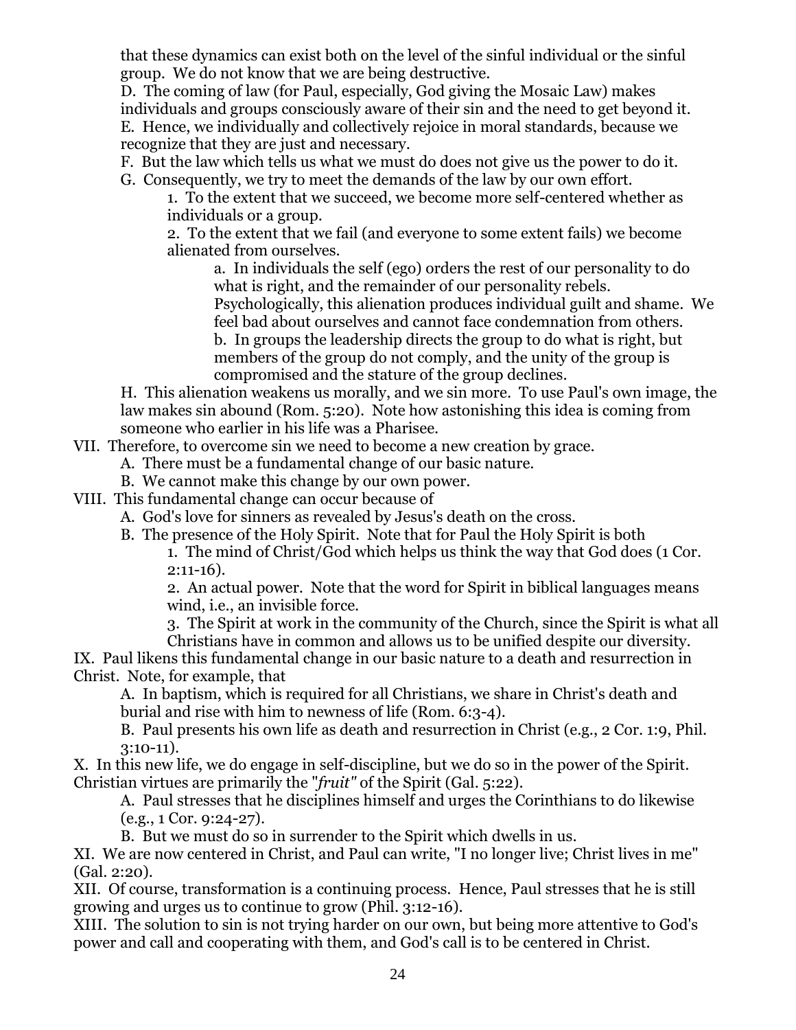that these dynamics can exist both on the level of the sinful individual or the sinful group. We do not know that we are being destructive.

D. The coming of law (for Paul, especially, God giving the Mosaic Law) makes individuals and groups consciously aware of their sin and the need to get beyond it.

E. Hence, we individually and collectively rejoice in moral standards, because we recognize that they are just and necessary.

F. But the law which tells us what we must do does not give us the power to do it.

G. Consequently, we try to meet the demands of the law by our own effort.

1. To the extent that we succeed, we become more self-centered whether as individuals or a group.

2. To the extent that we fail (and everyone to some extent fails) we become alienated from ourselves.

a. In individuals the self (ego) orders the rest of our personality to do what is right, and the remainder of our personality rebels. Psychologically, this alienation produces individual guilt and shame. We feel bad about ourselves and cannot face condemnation from others.

b. In groups the leadership directs the group to do what is right, but members of the group do not comply, and the unity of the group is compromised and the stature of the group declines.

H. This alienation weakens us morally, and we sin more. To use Paul's own image, the law makes sin abound (Rom. 5:20). Note how astonishing this idea is coming from someone who earlier in his life was a Pharisee.

VII. Therefore, to overcome sin we need to become a new creation by grace.

A. There must be a fundamental change of our basic nature.

B. We cannot make this change by our own power.

VIII. This fundamental change can occur because of

A. God's love for sinners as revealed by Jesus's death on the cross.

B. The presence of the Holy Spirit. Note that for Paul the Holy Spirit is both

1. The mind of Christ/God which helps us think the way that God does (1 Cor. 2:11-16).

2. An actual power. Note that the word for Spirit in biblical languages means wind, i.e., an invisible force.

3. The Spirit at work in the community of the Church, since the Spirit is what all Christians have in common and allows us to be unified despite our diversity.

IX. Paul likens this fundamental change in our basic nature to a death and resurrection in Christ. Note, for example, that

A. In baptism, which is required for all Christians, we share in Christ's death and burial and rise with him to newness of life (Rom. 6:3-4).

B. Paul presents his own life as death and resurrection in Christ (e.g., 2 Cor. 1:9, Phil. 3:10-11).

X. In this new life, we do engage in self-discipline, but we do so in the power of the Spirit. Christian virtues are primarily the "*fruit"* of the Spirit (Gal. 5:22).

A. Paul stresses that he disciplines himself and urges the Corinthians to do likewise (e.g., 1 Cor. 9:24-27).

B. But we must do so in surrender to the Spirit which dwells in us.

XI. We are now centered in Christ, and Paul can write, "I no longer live; Christ lives in me" (Gal. 2:20).

XII. Of course, transformation is a continuing process. Hence, Paul stresses that he is still growing and urges us to continue to grow (Phil. 3:12-16).

XIII. The solution to sin is not trying harder on our own, but being more attentive to God's power and call and cooperating with them, and God's call is to be centered in Christ.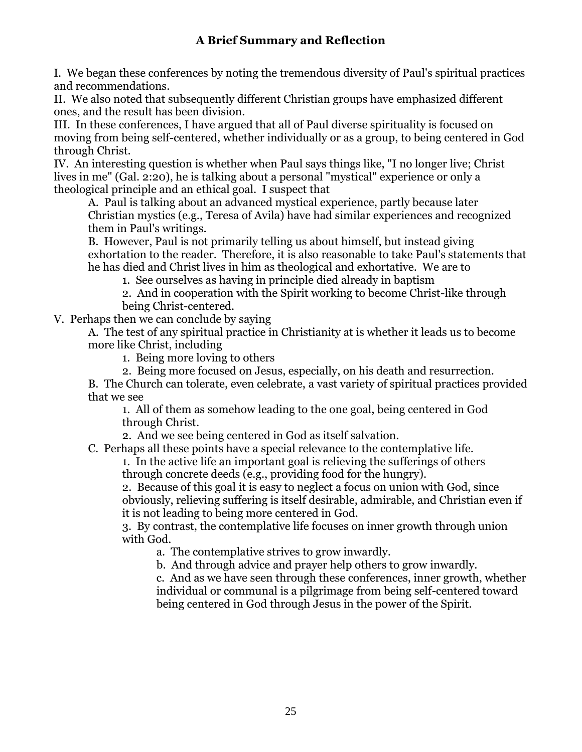## A Brief Summary and Reflection

I. We began these conferences by noting the tremendous diversity of Paul's spiritual practices and recommendations.

II. We also noted that subsequently different Christian groups have emphasized different ones, and the result has been division.

III. In these conferences, I have argued that all of Paul diverse spirituality is focused on moving from being self-centered, whether individually or as a group, to being centered in God through Christ.

IV. An interesting question is whether when Paul says things like, "I no longer live; Christ lives in me" (Gal. 2:20), he is talking about a personal "mystical" experience or only a theological principle and an ethical goal. I suspect that

- A. Paul is talking about an advanced mystical experience, partly because later Christian mystics (e.g., Teresa of Avila) have had similar experiences and recognized them in Paul's writings.
- B. However, Paul is not primarily telling us about himself, but instead giving exhortation to the reader. Therefore, it is also reasonable to take Paul's statements that he has died and Christ lives in him as theological and exhortative. We are to
  - 1. See ourselves as having in principle died already in baptism
  - 2. And in cooperation with the Spirit working to become Christ-like through being Christ-centered.

V. Perhaps then we can conclude by saying

- A. The test of any spiritual practice in Christianity at is whether it leads us to become more like Christ, including
  - 1. Being more loving to others
  - 2. Being more focused on Jesus, especially, on his death and resurrection.
- B. The Church can tolerate, even celebrate, a vast variety of spiritual practices provided that we see
  - 1. All of them as somehow leading to the one goal, being centered in God through Christ.
  - 2. And we see being centered in God as itself salvation.
- C. Perhaps all these points have a special relevance to the contemplative life.
  - 1. In the active life an important goal is relieving the sufferings of others through concrete deeds (e.g., providing food for the hungry).
  - 2. Because of this goal it is easy to neglect a focus on union with God, since obviously, relieving suffering is itself desirable, admirable, and Christian even if it is not leading to being more centered in God.
  - 3. By contrast, the contemplative life focuses on inner growth through union with God.
    - a. The contemplative strives to grow inwardly.
    - b. And through advice and prayer help others to grow inwardly.
    - c. And as we have seen through these conferences, inner growth, whether individual or communal is a pilgrimage from being self-centered toward being centered in God through Jesus in the power of the Spirit.